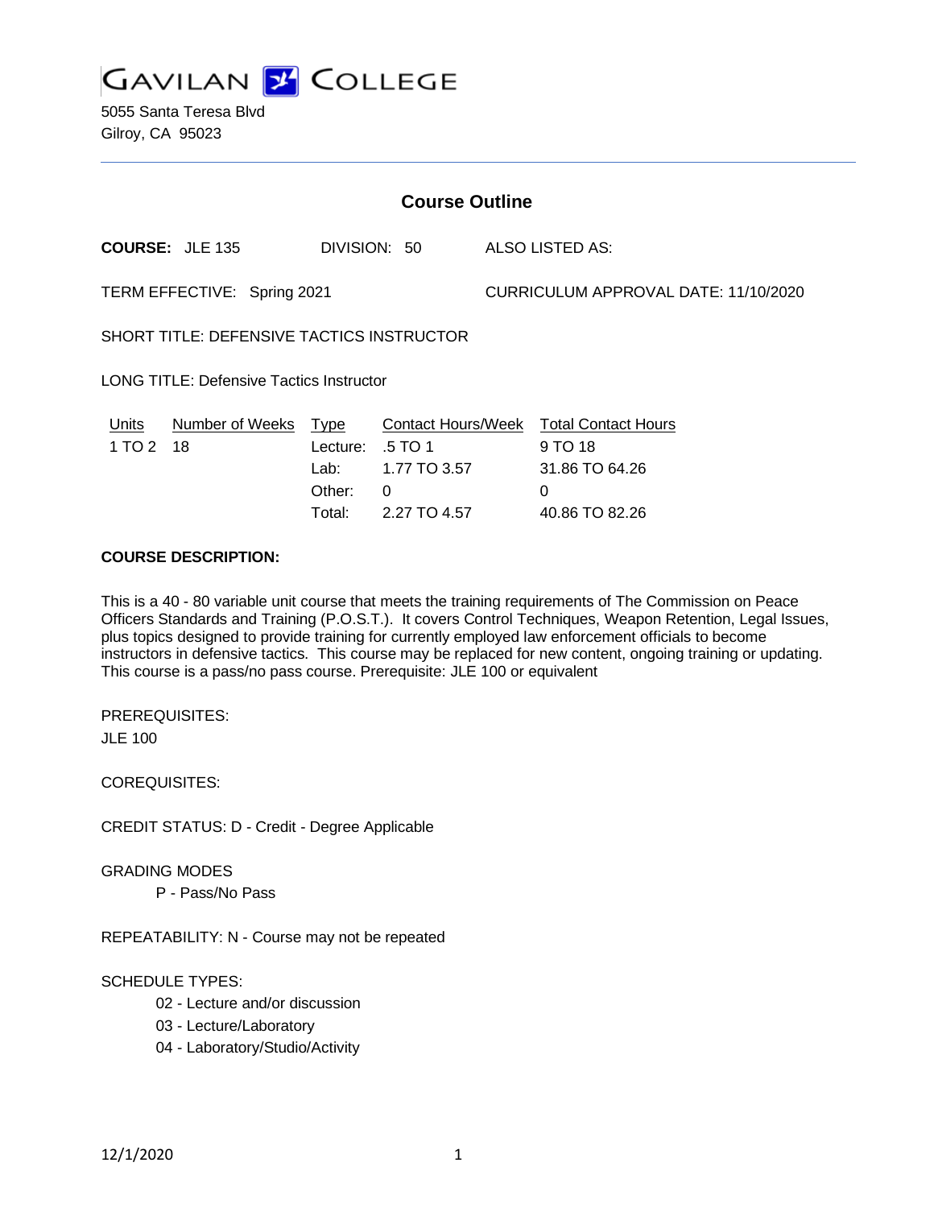# GAVILAN COLLEGE

5055 Santa Teresa Blvd
Gilroy, CA 95023

## Course Outline

**COURSE:** JLE 135 DIVISION: 50 ALSO LISTED AS:

TERM EFFECTIVE: Spring 2021 CURRICULUM APPROVAL DATE: 11/10/2020

SHORT TITLE: DEFENSIVE TACTICS INSTRUCTOR

LONG TITLE: Defensive Tactics Instructor

| Units | Number of Weeks | Type | Contact Hours/Week | Total Contact Hours |
|---|---|---|---|---|
| 1 TO 2 | 18 | Lecture: | .5 TO 1 | 9 TO 18 |
| | | Lab: | 1.77 TO 3.57 | 31.86 TO 64.26 |
| | | Other: | 0 | 0 |
| | | Total: | 2.27 TO 4.57 | 40.86 TO 82.26 |

**COURSE DESCRIPTION:**

This is a 40 - 80 variable unit course that meets the training requirements of The Commission on Peace Officers Standards and Training (P.O.S.T.). It covers Control Techniques, Weapon Retention, Legal Issues, plus topics designed to provide training for currently employed law enforcement officials to become instructors in defensive tactics. This course may be replaced for new content, ongoing training or updating. This course is a pass/no pass course. Prerequisite: JLE 100 or equivalent

PREREQUISITES:

JLE 100

COREQUISITES:

CREDIT STATUS: D - Credit - Degree Applicable

GRADING MODES

- P - Pass/No Pass

REPEATABILITY: N - Course may not be repeated

SCHEDULE TYPES:

- 02 - Lecture and/or discussion
- 03 - Lecture/Laboratory
- 04 - Laboratory/Studio/Activity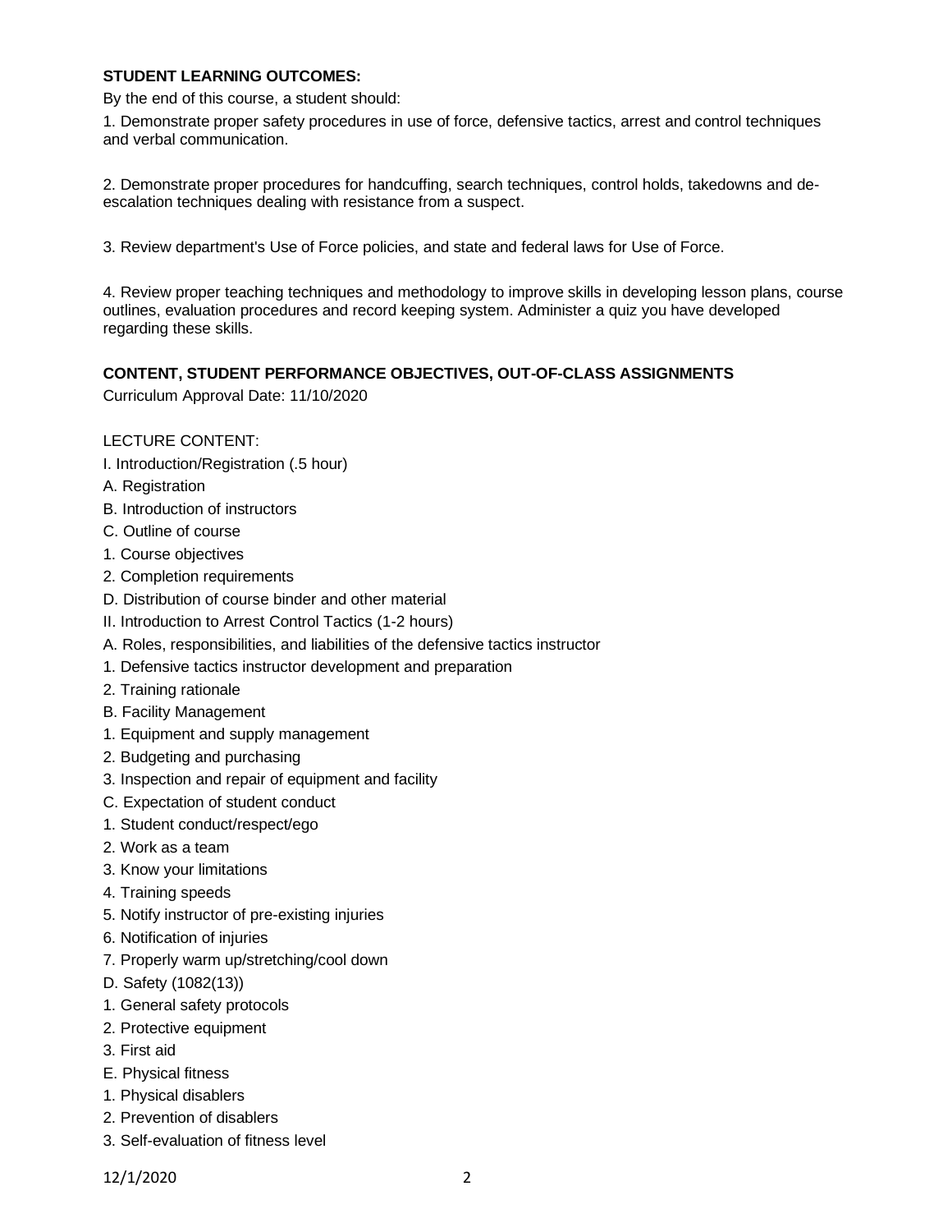**STUDENT LEARNING OUTCOMES:**

By the end of this course, a student should:

1. Demonstrate proper safety procedures in use of force, defensive tactics, arrest and control techniques and verbal communication.

2. Demonstrate proper procedures for handcuffing, search techniques, control holds, takedowns and de-escalation techniques dealing with resistance from a suspect.

3. Review department's Use of Force policies, and state and federal laws for Use of Force.

4. Review proper teaching techniques and methodology to improve skills in developing lesson plans, course outlines, evaluation procedures and record keeping system. Administer a quiz you have developed regarding these skills.

**CONTENT, STUDENT PERFORMANCE OBJECTIVES, OUT-OF-CLASS ASSIGNMENTS**

Curriculum Approval Date: 11/10/2020

LECTURE CONTENT:

I. Introduction/Registration (.5 hour)

A. Registration

B. Introduction of instructors

C. Outline of course

1. Course objectives

2. Completion requirements

D. Distribution of course binder and other material

II. Introduction to Arrest Control Tactics (1-2 hours)

A. Roles, responsibilities, and liabilities of the defensive tactics instructor

1. Defensive tactics instructor development and preparation

2. Training rationale

B. Facility Management

1. Equipment and supply management

2. Budgeting and purchasing

3. Inspection and repair of equipment and facility

C. Expectation of student conduct

1. Student conduct/respect/ego

2. Work as a team

3. Know your limitations

4. Training speeds

5. Notify instructor of pre-existing injuries

6. Notification of injuries

7. Properly warm up/stretching/cool down

D. Safety (1082(13))

1. General safety protocols

2. Protective equipment

3. First aid

E. Physical fitness

1. Physical disablers

2. Prevention of disablers

3. Self-evaluation of fitness level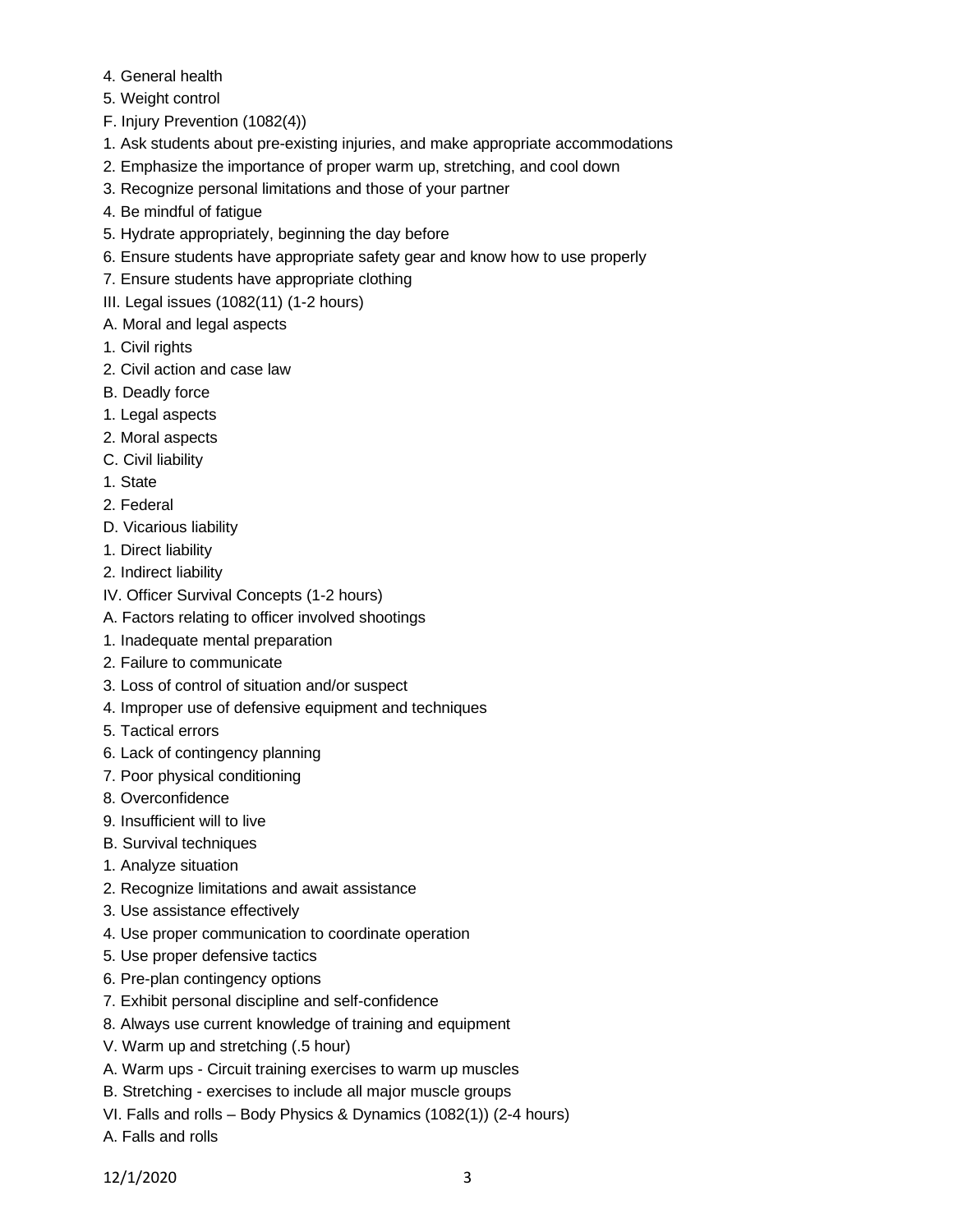4. General health
5. Weight control
F. Injury Prevention (1082(4))
1. Ask students about pre-existing injuries, and make appropriate accommodations
2. Emphasize the importance of proper warm up, stretching, and cool down
3. Recognize personal limitations and those of your partner
4. Be mindful of fatigue
5. Hydrate appropriately, beginning the day before
6. Ensure students have appropriate safety gear and know how to use properly
7. Ensure students have appropriate clothing
III. Legal issues (1082(11) (1-2 hours)
A. Moral and legal aspects
1. Civil rights
2. Civil action and case law
B. Deadly force
1. Legal aspects
2. Moral aspects
C. Civil liability
1. State
2. Federal
D. Vicarious liability
1. Direct liability
2. Indirect liability
IV. Officer Survival Concepts (1-2 hours)
A. Factors relating to officer involved shootings
1. Inadequate mental preparation
2. Failure to communicate
3. Loss of control of situation and/or suspect
4. Improper use of defensive equipment and techniques
5. Tactical errors
6. Lack of contingency planning
7. Poor physical conditioning
8. Overconfidence
9. Insufficient will to live
B. Survival techniques
1. Analyze situation
2. Recognize limitations and await assistance
3. Use assistance effectively
4. Use proper communication to coordinate operation
5. Use proper defensive tactics
6. Pre-plan contingency options
7. Exhibit personal discipline and self-confidence
8. Always use current knowledge of training and equipment
V. Warm up and stretching (.5 hour)
A. Warm ups - Circuit training exercises to warm up muscles
B. Stretching - exercises to include all major muscle groups
VI. Falls and rolls – Body Physics & Dynamics (1082(1)) (2-4 hours)
A. Falls and rolls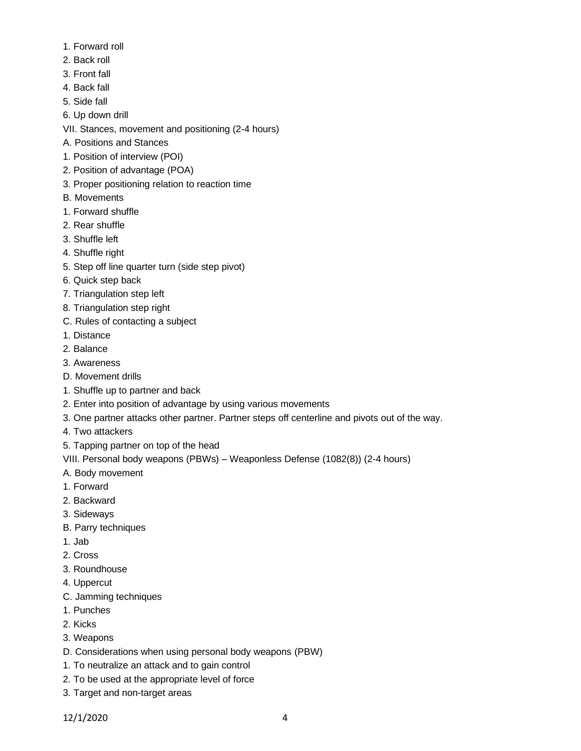1. Forward roll
2. Back roll
3. Front fall
4. Back fall
5. Side fall
6. Up down drill

VII. Stances, movement and positioning (2-4 hours)

A. Positions and Stances

1. Position of interview (POI)
2. Position of advantage (POA)
3. Proper positioning relation to reaction time

B. Movements

1. Forward shuffle
2. Rear shuffle
3. Shuffle left
4. Shuffle right
5. Step off line quarter turn (side step pivot)
6. Quick step back
7. Triangulation step left
8. Triangulation step right

C. Rules of contacting a subject

1. Distance
2. Balance
3. Awareness

D. Movement drills

1. Shuffle up to partner and back
2. Enter into position of advantage by using various movements
3. One partner attacks other partner. Partner steps off centerline and pivots out of the way.
4. Two attackers
5. Tapping partner on top of the head

VIII. Personal body weapons (PBWs) – Weaponless Defense (1082(8)) (2-4 hours)

A. Body movement

1. Forward
2. Backward
3. Sideways

B. Parry techniques

1. Jab
2. Cross
3. Roundhouse
4. Uppercut

C. Jamming techniques

1. Punches
2. Kicks
3. Weapons

D. Considerations when using personal body weapons (PBW)

1. To neutralize an attack and to gain control
2. To be used at the appropriate level of force
3. Target and non-target areas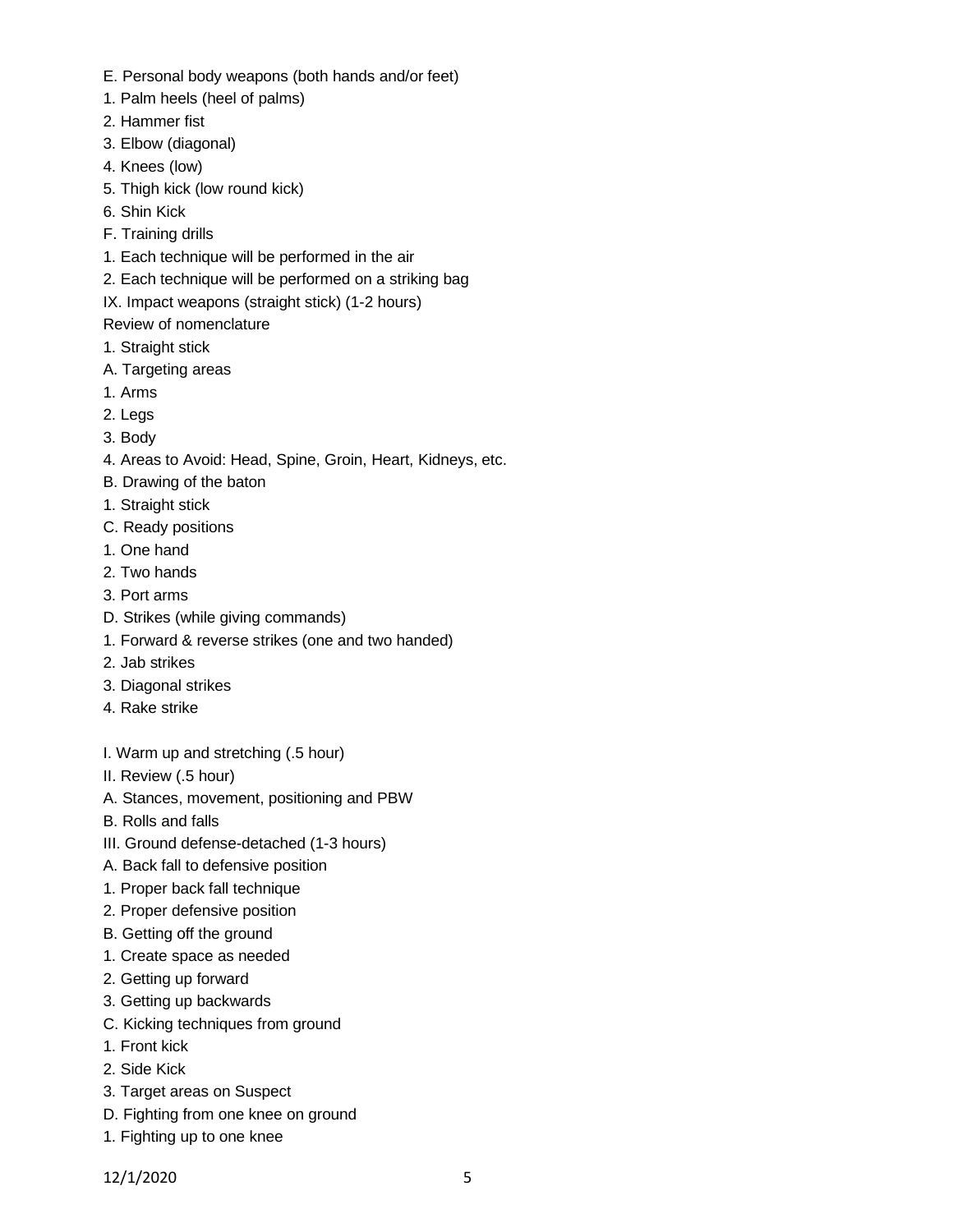E. Personal body weapons (both hands and/or feet)

1. Palm heels (heel of palms)
2. Hammer fist
3. Elbow (diagonal)
4. Knees (low)
5. Thigh kick (low round kick)
6. Shin Kick

F. Training drills

1. Each technique will be performed in the air
2. Each technique will be performed on a striking bag

IX. Impact weapons (straight stick) (1-2 hours)

Review of nomenclature

1. Straight stick

A. Targeting areas

1. Arms
2. Legs
3. Body
4. Areas to Avoid: Head, Spine, Groin, Heart, Kidneys, etc.

B. Drawing of the baton

1. Straight stick

C. Ready positions

1. One hand
2. Two hands
3. Port arms

D. Strikes (while giving commands)

1. Forward & reverse strikes (one and two handed)
2. Jab strikes
3. Diagonal strikes
4. Rake strike

I. Warm up and stretching (.5 hour)

II. Review (.5 hour)

A. Stances, movement, positioning and PBW

B. Rolls and falls

III. Ground defense-detached (1-3 hours)

A. Back fall to defensive position

1. Proper back fall technique
2. Proper defensive position

B. Getting off the ground

1. Create space as needed
2. Getting up forward
3. Getting up backwards

C. Kicking techniques from ground

1. Front kick
2. Side Kick
3. Target areas on Suspect

D. Fighting from one knee on ground

1. Fighting up to one knee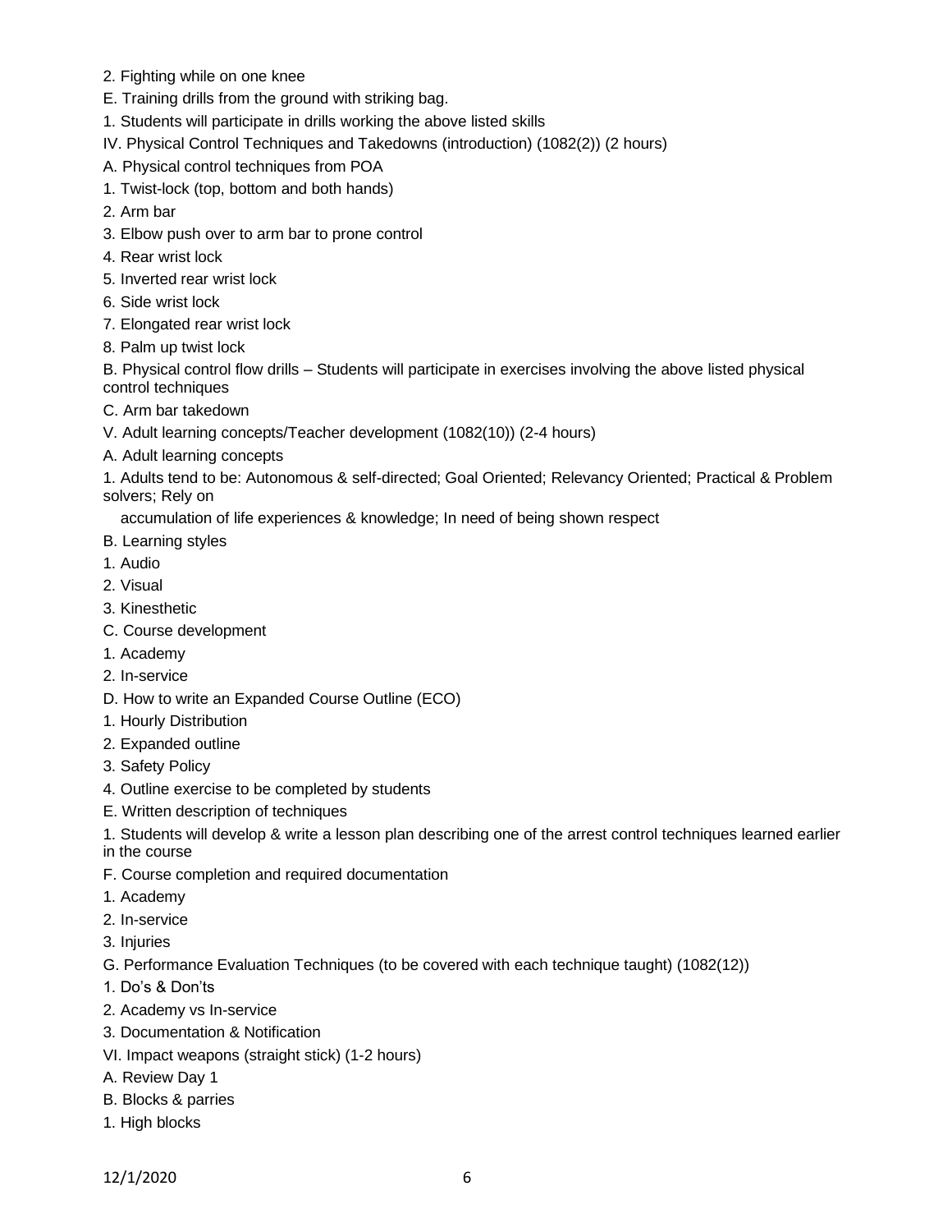2. Fighting while on one knee

E. Training drills from the ground with striking bag.

1. Students will participate in drills working the above listed skills

IV. Physical Control Techniques and Takedowns (introduction) (1082(2)) (2 hours)

A. Physical control techniques from POA

1. Twist-lock (top, bottom and both hands)

2. Arm bar

3. Elbow push over to arm bar to prone control

4. Rear wrist lock

5. Inverted rear wrist lock

6. Side wrist lock

7. Elongated rear wrist lock

8. Palm up twist lock

B. Physical control flow drills – Students will participate in exercises involving the above listed physical control techniques

C. Arm bar takedown

V. Adult learning concepts/Teacher development (1082(10)) (2-4 hours)

A. Adult learning concepts

1. Adults tend to be: Autonomous & self-directed; Goal Oriented; Relevancy Oriented; Practical & Problem solvers; Rely on
   accumulation of life experiences & knowledge; In need of being shown respect

B. Learning styles

1. Audio

2. Visual

3. Kinesthetic

C. Course development

1. Academy

2. In-service

D. How to write an Expanded Course Outline (ECO)

1. Hourly Distribution

2. Expanded outline

3. Safety Policy

4. Outline exercise to be completed by students

E. Written description of techniques

1. Students will develop & write a lesson plan describing one of the arrest control techniques learned earlier in the course

F. Course completion and required documentation

1. Academy

2. In-service

3. Injuries

G. Performance Evaluation Techniques (to be covered with each technique taught) (1082(12))

1. Do's & Don'ts

2. Academy vs In-service

3. Documentation & Notification

VI. Impact weapons (straight stick) (1-2 hours)

A. Review Day 1

B. Blocks & parries

1. High blocks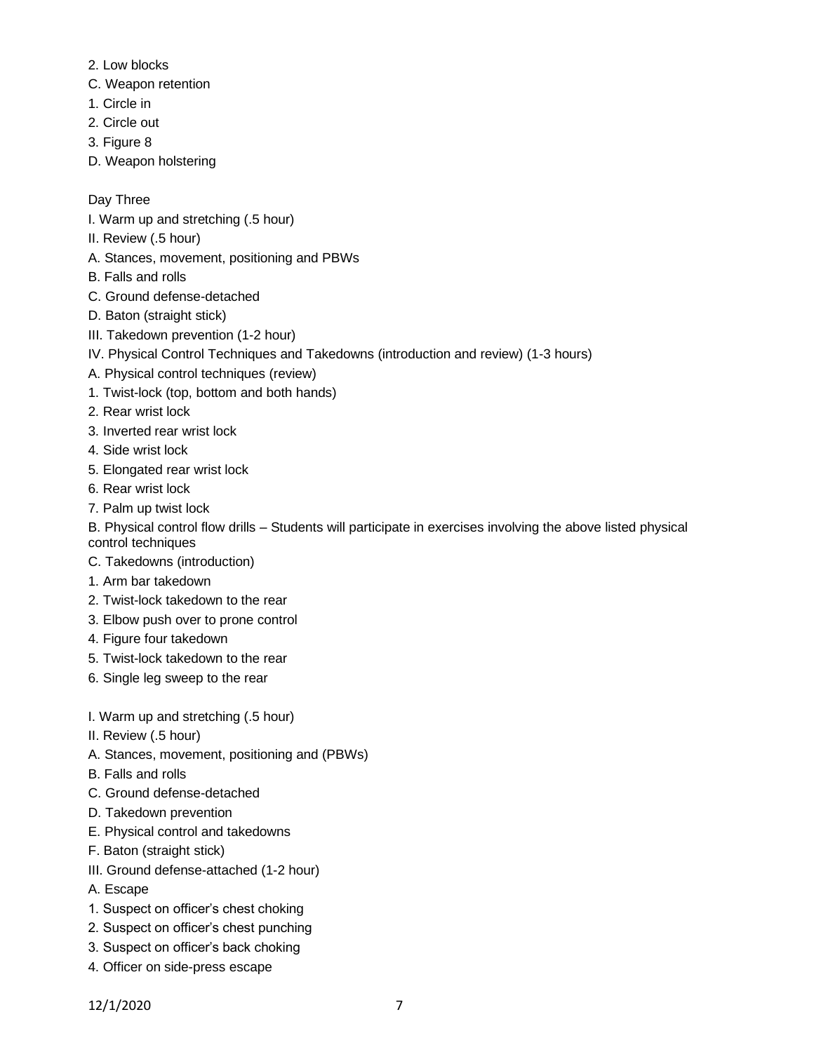2. Low blocks

C. Weapon retention

1. Circle in

2. Circle out

3. Figure 8

D. Weapon holstering

Day Three

I. Warm up and stretching (.5 hour)

II. Review (.5 hour)

A. Stances, movement, positioning and PBWs

B. Falls and rolls

C. Ground defense-detached

D. Baton (straight stick)

III. Takedown prevention (1-2 hour)

IV. Physical Control Techniques and Takedowns (introduction and review) (1-3 hours)

A. Physical control techniques (review)

1. Twist-lock (top, bottom and both hands)

2. Rear wrist lock

3. Inverted rear wrist lock

4. Side wrist lock

5. Elongated rear wrist lock

6. Rear wrist lock

7. Palm up twist lock

B. Physical control flow drills – Students will participate in exercises involving the above listed physical control techniques

C. Takedowns (introduction)

1. Arm bar takedown

2. Twist-lock takedown to the rear

3. Elbow push over to prone control

4. Figure four takedown

5. Twist-lock takedown to the rear

6. Single leg sweep to the rear

I. Warm up and stretching (.5 hour)

II. Review (.5 hour)

A. Stances, movement, positioning and (PBWs)

B. Falls and rolls

C. Ground defense-detached

D. Takedown prevention

E. Physical control and takedowns

F. Baton (straight stick)

III. Ground defense-attached (1-2 hour)

A. Escape

1. Suspect on officer's chest choking

2. Suspect on officer's chest punching

3. Suspect on officer's back choking

4. Officer on side-press escape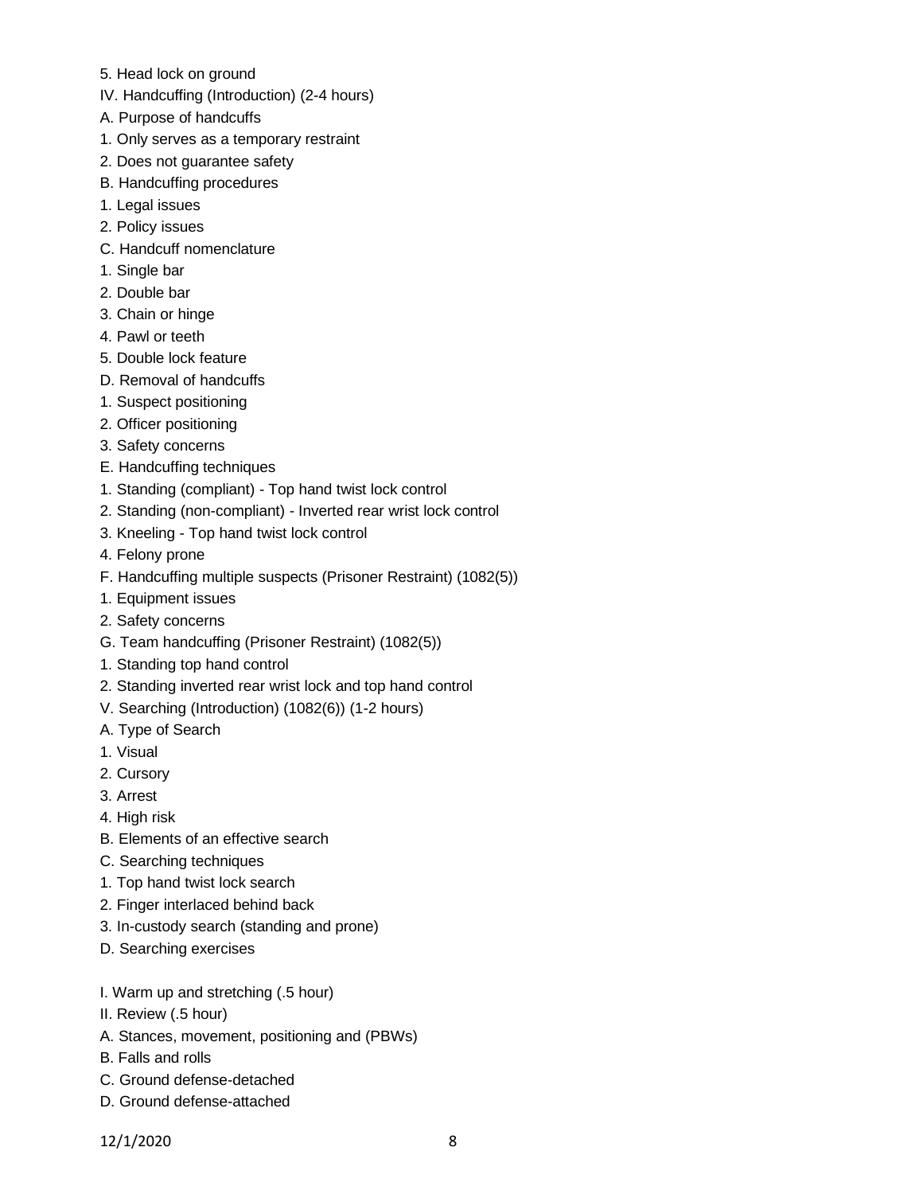5. Head lock on ground

IV. Handcuffing (Introduction) (2-4 hours)

A. Purpose of handcuffs

1. Only serves as a temporary restraint

2. Does not guarantee safety

B. Handcuffing procedures

1. Legal issues

2. Policy issues

C. Handcuff nomenclature

1. Single bar

2. Double bar

3. Chain or hinge

4. Pawl or teeth

5. Double lock feature

D. Removal of handcuffs

1. Suspect positioning

2. Officer positioning

3. Safety concerns

E. Handcuffing techniques

1. Standing (compliant) - Top hand twist lock control

2. Standing (non-compliant) - Inverted rear wrist lock control

3. Kneeling - Top hand twist lock control

4. Felony prone

F. Handcuffing multiple suspects (Prisoner Restraint) (1082(5))

1. Equipment issues

2. Safety concerns

G. Team handcuffing (Prisoner Restraint) (1082(5))

1. Standing top hand control

2. Standing inverted rear wrist lock and top hand control

V. Searching (Introduction) (1082(6)) (1-2 hours)

A. Type of Search

1. Visual

2. Cursory

3. Arrest

4. High risk

B. Elements of an effective search

C. Searching techniques

1. Top hand twist lock search

2. Finger interlaced behind back

3. In-custody search (standing and prone)

D. Searching exercises

I. Warm up and stretching (.5 hour)

II. Review (.5 hour)

A. Stances, movement, positioning and (PBWs)

B. Falls and rolls

C. Ground defense-detached

D. Ground defense-attached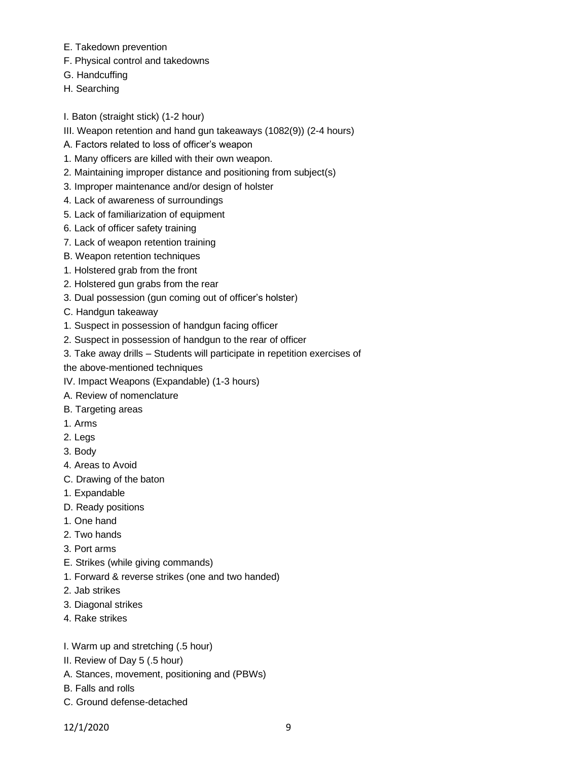E. Takedown prevention
F. Physical control and takedowns
G. Handcuffing
H. Searching

I. Baton (straight stick) (1-2 hour)
III. Weapon retention and hand gun takeaways (1082(9)) (2-4 hours)
A. Factors related to loss of officer's weapon
1. Many officers are killed with their own weapon.
2. Maintaining improper distance and positioning from subject(s)
3. Improper maintenance and/or design of holster
4. Lack of awareness of surroundings
5. Lack of familiarization of equipment
6. Lack of officer safety training
7. Lack of weapon retention training
B. Weapon retention techniques
1. Holstered grab from the front
2. Holstered gun grabs from the rear
3. Dual possession (gun coming out of officer's holster)
C. Handgun takeaway
1. Suspect in possession of handgun facing officer
2. Suspect in possession of handgun to the rear of officer
3. Take away drills – Students will participate in repetition exercises of the above-mentioned techniques
IV. Impact Weapons (Expandable) (1-3 hours)
A. Review of nomenclature
B. Targeting areas
1. Arms
2. Legs
3. Body
4. Areas to Avoid
C. Drawing of the baton
1. Expandable
D. Ready positions
1. One hand
2. Two hands
3. Port arms
E. Strikes (while giving commands)
1. Forward & reverse strikes (one and two handed)
2. Jab strikes
3. Diagonal strikes
4. Rake strikes

I. Warm up and stretching (.5 hour)
II. Review of Day 5 (.5 hour)
A. Stances, movement, positioning and (PBWs)
B. Falls and rolls
C. Ground defense-detached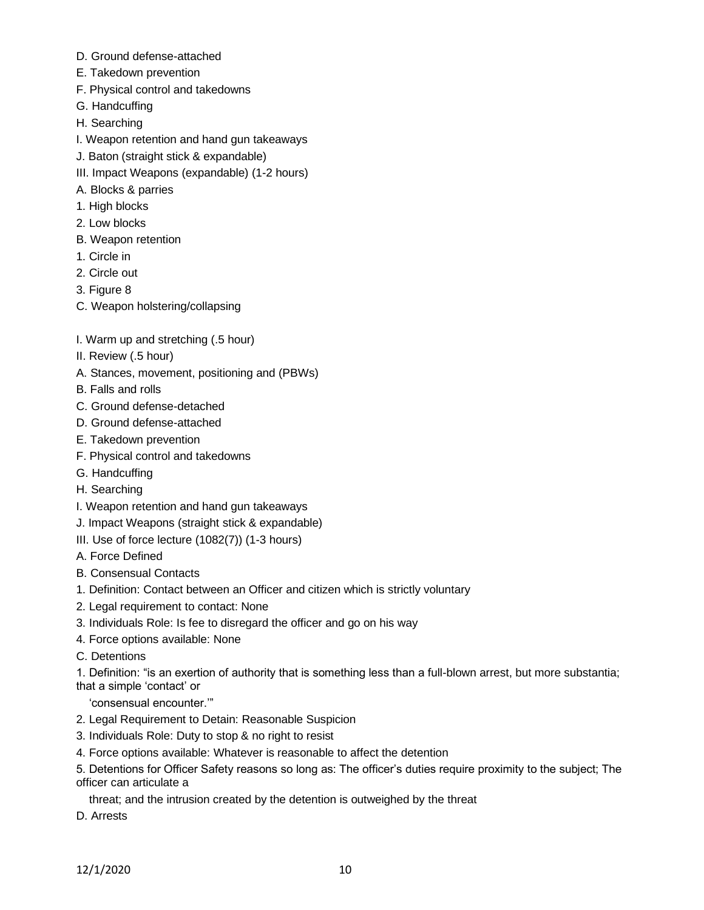D. Ground defense-attached

E. Takedown prevention

F. Physical control and takedowns

G. Handcuffing

H. Searching

I. Weapon retention and hand gun takeaways

J. Baton (straight stick & expandable)

III. Impact Weapons (expandable) (1-2 hours)

A. Blocks & parries

1. High blocks

2. Low blocks

B. Weapon retention

1. Circle in

2. Circle out

3. Figure 8

C. Weapon holstering/collapsing

I. Warm up and stretching (.5 hour)

II. Review (.5 hour)

A. Stances, movement, positioning and (PBWs)

B. Falls and rolls

C. Ground defense-detached

D. Ground defense-attached

E. Takedown prevention

F. Physical control and takedowns

G. Handcuffing

H. Searching

I. Weapon retention and hand gun takeaways

J. Impact Weapons (straight stick & expandable)

III. Use of force lecture (1082(7)) (1-3 hours)

A. Force Defined

B. Consensual Contacts

1. Definition: Contact between an Officer and citizen which is strictly voluntary

2. Legal requirement to contact: None

3. Individuals Role: Is fee to disregard the officer and go on his way

4. Force options available: None

C. Detentions

1. Definition: "is an exertion of authority that is something less than a full-blown arrest, but more substantia; that a simple 'contact' or 'consensual encounter.'"

2. Legal Requirement to Detain: Reasonable Suspicion

3. Individuals Role: Duty to stop & no right to resist

4. Force options available: Whatever is reasonable to affect the detention

5. Detentions for Officer Safety reasons so long as: The officer's duties require proximity to the subject; The officer can articulate a threat; and the intrusion created by the detention is outweighed by the threat

D. Arrests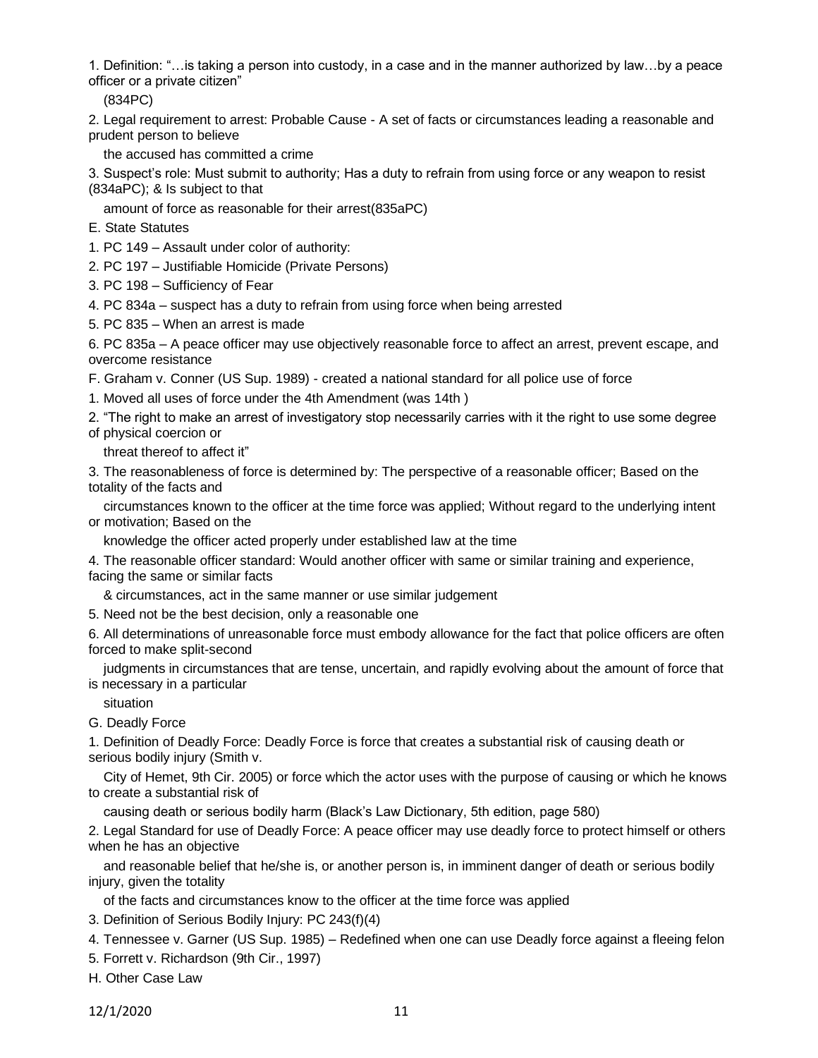1. Definition: "…is taking a person into custody, in a case and in the manner authorized by law…by a peace officer or a private citizen" (834PC)
2. Legal requirement to arrest: Probable Cause - A set of facts or circumstances leading a reasonable and prudent person to believe the accused has committed a crime
3. Suspect's role: Must submit to authority; Has a duty to refrain from using force or any weapon to resist (834aPC); & Is subject to that amount of force as reasonable for their arrest(835aPC)

E. State Statutes

1. PC 149 – Assault under color of authority:
2. PC 197 – Justifiable Homicide (Private Persons)
3. PC 198 – Sufficiency of Fear
4. PC 834a – suspect has a duty to refrain from using force when being arrested
5. PC 835 – When an arrest is made
6. PC 835a – A peace officer may use objectively reasonable force to affect an arrest, prevent escape, and overcome resistance

F. Graham v. Conner (US Sup. 1989) - created a national standard for all police use of force

1. Moved all uses of force under the 4th Amendment (was 14th )
2. "The right to make an arrest of investigatory stop necessarily carries with it the right to use some degree of physical coercion or threat thereof to affect it"
3. The reasonableness of force is determined by: The perspective of a reasonable officer; Based on the totality of the facts and circumstances known to the officer at the time force was applied; Without regard to the underlying intent or motivation; Based on the knowledge the officer acted properly under established law at the time
4. The reasonable officer standard: Would another officer with same or similar training and experience, facing the same or similar facts & circumstances, act in the same manner or use similar judgement
5. Need not be the best decision, only a reasonable one
6. All determinations of unreasonable force must embody allowance for the fact that police officers are often forced to make split-second judgments in circumstances that are tense, uncertain, and rapidly evolving about the amount of force that is necessary in a particular situation

G. Deadly Force

1. Definition of Deadly Force: Deadly Force is force that creates a substantial risk of causing death or serious bodily injury (Smith v. City of Hemet, 9th Cir. 2005) or force which the actor uses with the purpose of causing or which he knows to create a substantial risk of causing death or serious bodily harm (Black's Law Dictionary, 5th edition, page 580)
2. Legal Standard for use of Deadly Force: A peace officer may use deadly force to protect himself or others when he has an objective and reasonable belief that he/she is, or another person is, in imminent danger of death or serious bodily injury, given the totality of the facts and circumstances know to the officer at the time force was applied
3. Definition of Serious Bodily Injury: PC 243(f)(4)
4. Tennessee v. Garner (US Sup. 1985) – Redefined when one can use Deadly force against a fleeing felon
5. Forrett v. Richardson (9th Cir., 1997)

H. Other Case Law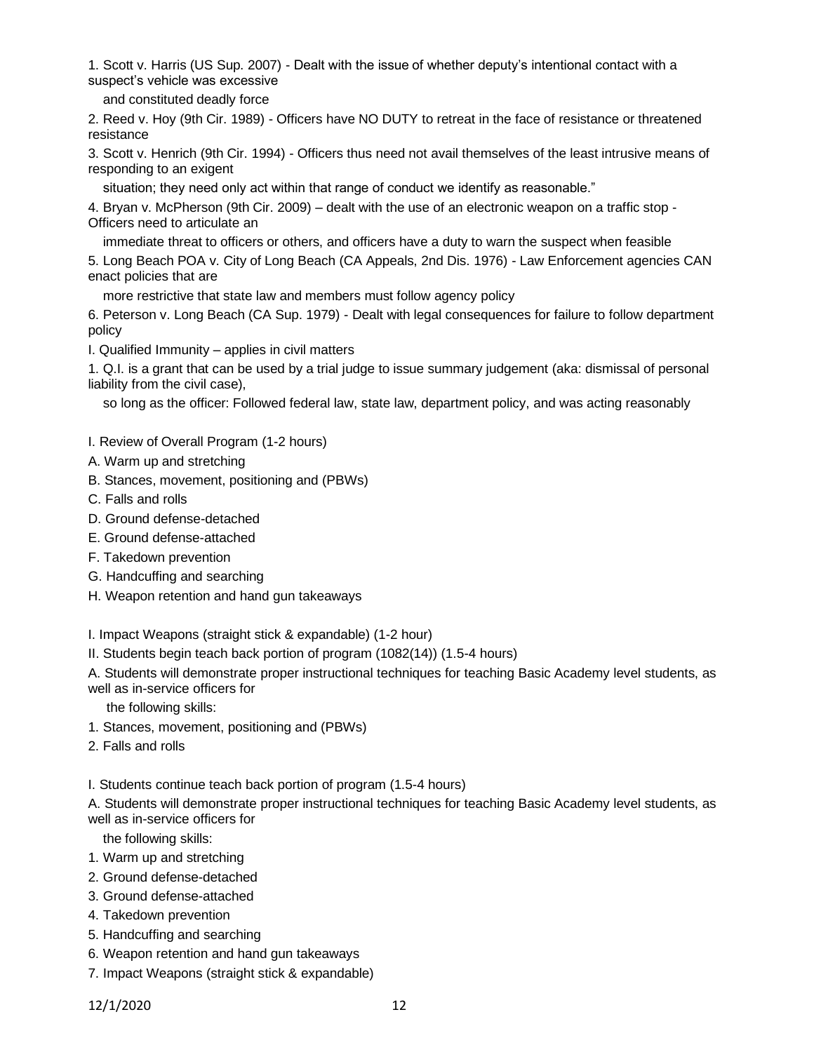1. Scott v. Harris (US Sup. 2007) - Dealt with the issue of whether deputy's intentional contact with a suspect's vehicle was excessive and constituted deadly force
2. Reed v. Hoy (9th Cir. 1989) - Officers have NO DUTY to retreat in the face of resistance or threatened resistance
3. Scott v. Henrich (9th Cir. 1994) - Officers thus need not avail themselves of the least intrusive means of responding to an exigent situation; they need only act within that range of conduct we identify as reasonable."
4. Bryan v. McPherson (9th Cir. 2009) – dealt with the use of an electronic weapon on a traffic stop - Officers need to articulate an immediate threat to officers or others, and officers have a duty to warn the suspect when feasible
5. Long Beach POA v. City of Long Beach (CA Appeals, 2nd Dis. 1976) - Law Enforcement agencies CAN enact policies that are more restrictive that state law and members must follow agency policy
6. Peterson v. Long Beach (CA Sup. 1979) - Dealt with legal consequences for failure to follow department policy

I. Qualified Immunity – applies in civil matters

1. Q.I. is a grant that can be used by a trial judge to issue summary judgement (aka: dismissal of personal liability from the civil case), so long as the officer: Followed federal law, state law, department policy, and was acting reasonably

I. Review of Overall Program (1-2 hours)

A. Warm up and stretching

B. Stances, movement, positioning and (PBWs)

C. Falls and rolls

D. Ground defense-detached

E. Ground defense-attached

F. Takedown prevention

G. Handcuffing and searching

H. Weapon retention and hand gun takeaways

I. Impact Weapons (straight stick & expandable) (1-2 hour)

II. Students begin teach back portion of program (1082(14)) (1.5-4 hours)

A. Students will demonstrate proper instructional techniques for teaching Basic Academy level students, as well as in-service officers for the following skills:

1. Stances, movement, positioning and (PBWs)
2. Falls and rolls

I. Students continue teach back portion of program (1.5-4 hours)

A. Students will demonstrate proper instructional techniques for teaching Basic Academy level students, as well as in-service officers for the following skills:

1. Warm up and stretching
2. Ground defense-detached
3. Ground defense-attached
4. Takedown prevention
5. Handcuffing and searching
6. Weapon retention and hand gun takeaways
7. Impact Weapons (straight stick & expandable)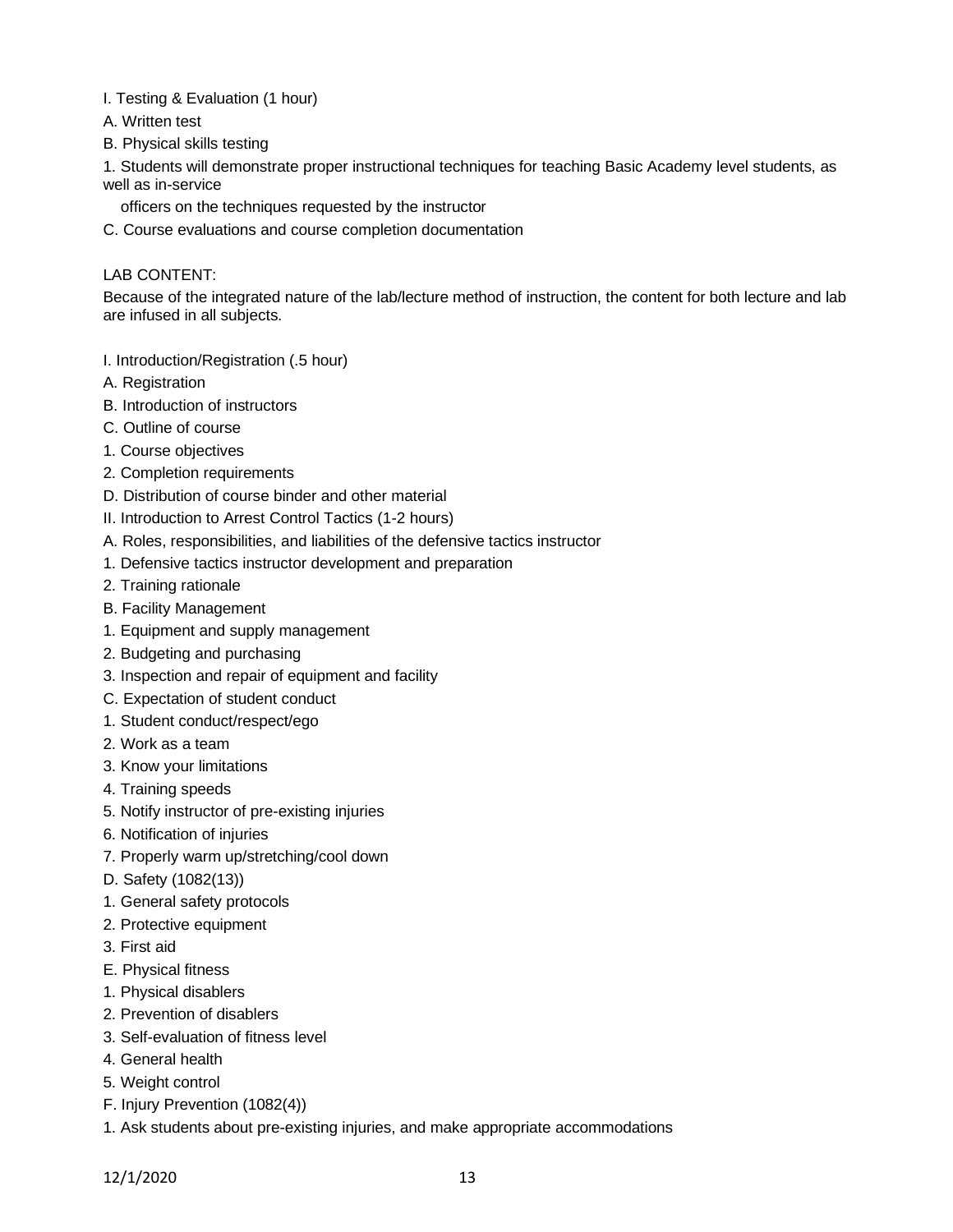I. Testing & Evaluation (1 hour)

A. Written test

B. Physical skills testing

1. Students will demonstrate proper instructional techniques for teaching Basic Academy level students, as well as in-service officers on the techniques requested by the instructor

C. Course evaluations and course completion documentation

LAB CONTENT:

Because of the integrated nature of the lab/lecture method of instruction, the content for both lecture and lab are infused in all subjects.

I. Introduction/Registration (.5 hour)

A. Registration

B. Introduction of instructors

C. Outline of course

1. Course objectives

2. Completion requirements

D. Distribution of course binder and other material

II. Introduction to Arrest Control Tactics (1-2 hours)

A. Roles, responsibilities, and liabilities of the defensive tactics instructor

1. Defensive tactics instructor development and preparation

2. Training rationale

B. Facility Management

1. Equipment and supply management

2. Budgeting and purchasing

3. Inspection and repair of equipment and facility

C. Expectation of student conduct

1. Student conduct/respect/ego

2. Work as a team

3. Know your limitations

4. Training speeds

5. Notify instructor of pre-existing injuries

6. Notification of injuries

7. Properly warm up/stretching/cool down

D. Safety (1082(13))

1. General safety protocols

2. Protective equipment

3. First aid

E. Physical fitness

1. Physical disablers

2. Prevention of disablers

3. Self-evaluation of fitness level

4. General health

5. Weight control

F. Injury Prevention (1082(4))

1. Ask students about pre-existing injuries, and make appropriate accommodations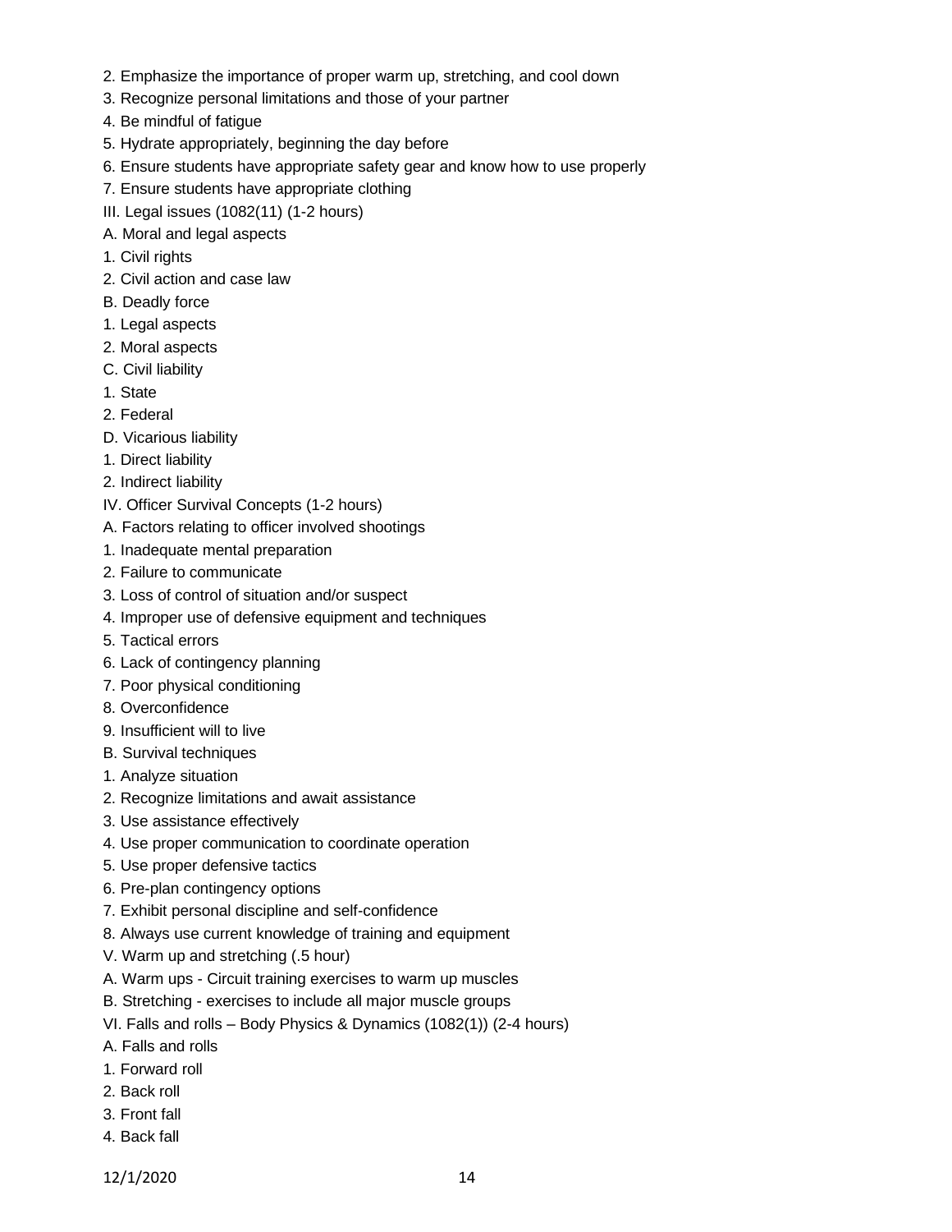2. Emphasize the importance of proper warm up, stretching, and cool down
3. Recognize personal limitations and those of your partner
4. Be mindful of fatigue
5. Hydrate appropriately, beginning the day before
6. Ensure students have appropriate safety gear and know how to use properly
7. Ensure students have appropriate clothing

III. Legal issues (1082(11) (1-2 hours)

A. Moral and legal aspects

1. Civil rights
2. Civil action and case law

B. Deadly force

1. Legal aspects
2. Moral aspects

C. Civil liability

1. State
2. Federal

D. Vicarious liability

1. Direct liability
2. Indirect liability

IV. Officer Survival Concepts (1-2 hours)

A. Factors relating to officer involved shootings

1. Inadequate mental preparation
2. Failure to communicate
3. Loss of control of situation and/or suspect
4. Improper use of defensive equipment and techniques
5. Tactical errors
6. Lack of contingency planning
7. Poor physical conditioning
8. Overconfidence
9. Insufficient will to live

B. Survival techniques

1. Analyze situation
2. Recognize limitations and await assistance
3. Use assistance effectively
4. Use proper communication to coordinate operation
5. Use proper defensive tactics
6. Pre-plan contingency options
7. Exhibit personal discipline and self-confidence
8. Always use current knowledge of training and equipment

V. Warm up and stretching (.5 hour)

A. Warm ups - Circuit training exercises to warm up muscles

B. Stretching - exercises to include all major muscle groups

VI. Falls and rolls – Body Physics & Dynamics (1082(1)) (2-4 hours)

A. Falls and rolls

1. Forward roll
2. Back roll
3. Front fall
4. Back fall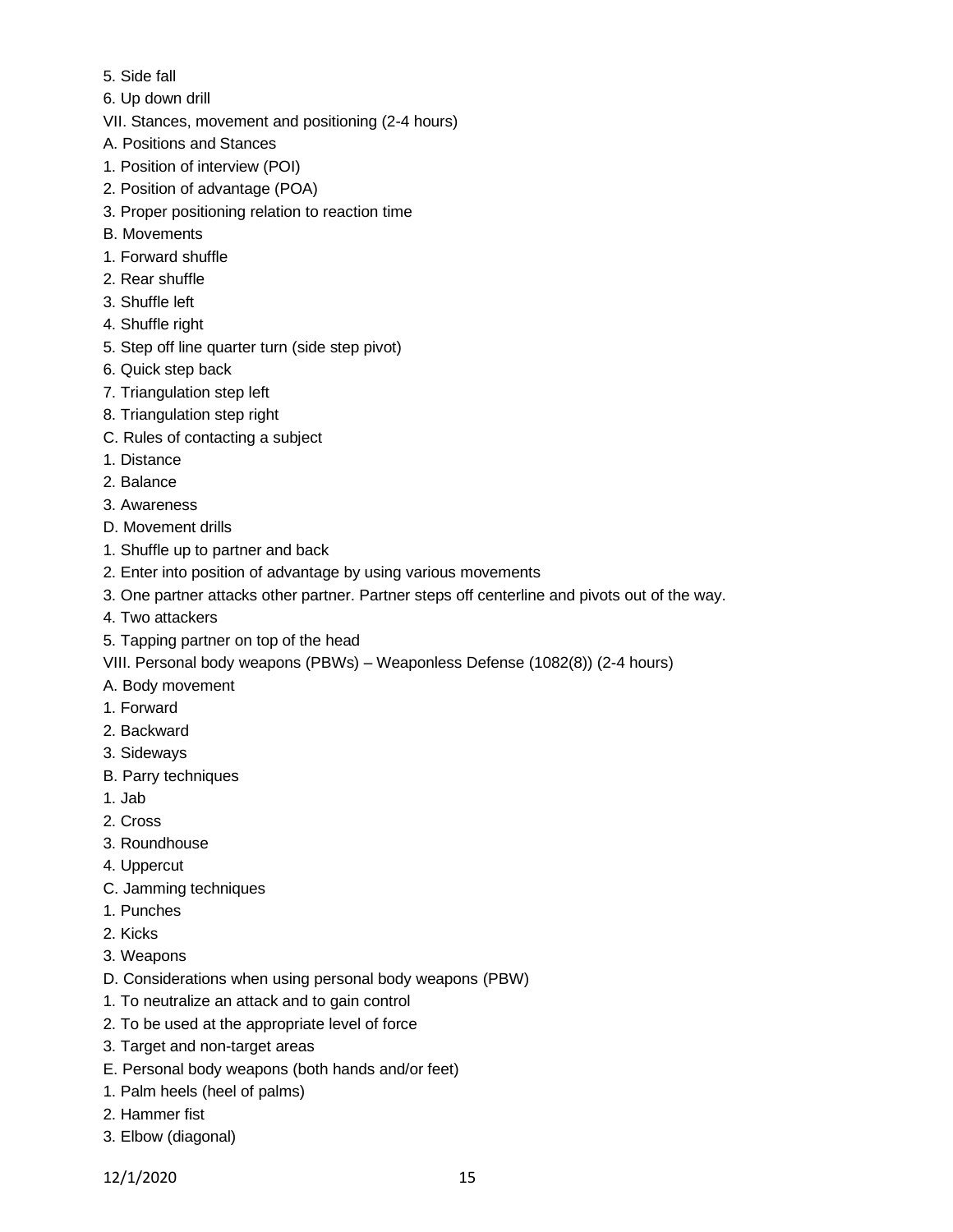5. Side fall
6. Up down drill

VII. Stances, movement and positioning (2-4 hours)

A. Positions and Stances
1. Position of interview (POI)
2. Position of advantage (POA)
3. Proper positioning relation to reaction time

B. Movements
1. Forward shuffle
2. Rear shuffle
3. Shuffle left
4. Shuffle right
5. Step off line quarter turn (side step pivot)
6. Quick step back
7. Triangulation step left
8. Triangulation step right

C. Rules of contacting a subject
1. Distance
2. Balance
3. Awareness

D. Movement drills
1. Shuffle up to partner and back
2. Enter into position of advantage by using various movements
3. One partner attacks other partner. Partner steps off centerline and pivots out of the way.
4. Two attackers
5. Tapping partner on top of the head

VIII. Personal body weapons (PBWs) – Weaponless Defense (1082(8)) (2-4 hours)

A. Body movement
1. Forward
2. Backward
3. Sideways

B. Parry techniques
1. Jab
2. Cross
3. Roundhouse
4. Uppercut

C. Jamming techniques
1. Punches
2. Kicks
3. Weapons

D. Considerations when using personal body weapons (PBW)
1. To neutralize an attack and to gain control
2. To be used at the appropriate level of force
3. Target and non-target areas

E. Personal body weapons (both hands and/or feet)
1. Palm heels (heel of palms)
2. Hammer fist
3. Elbow (diagonal)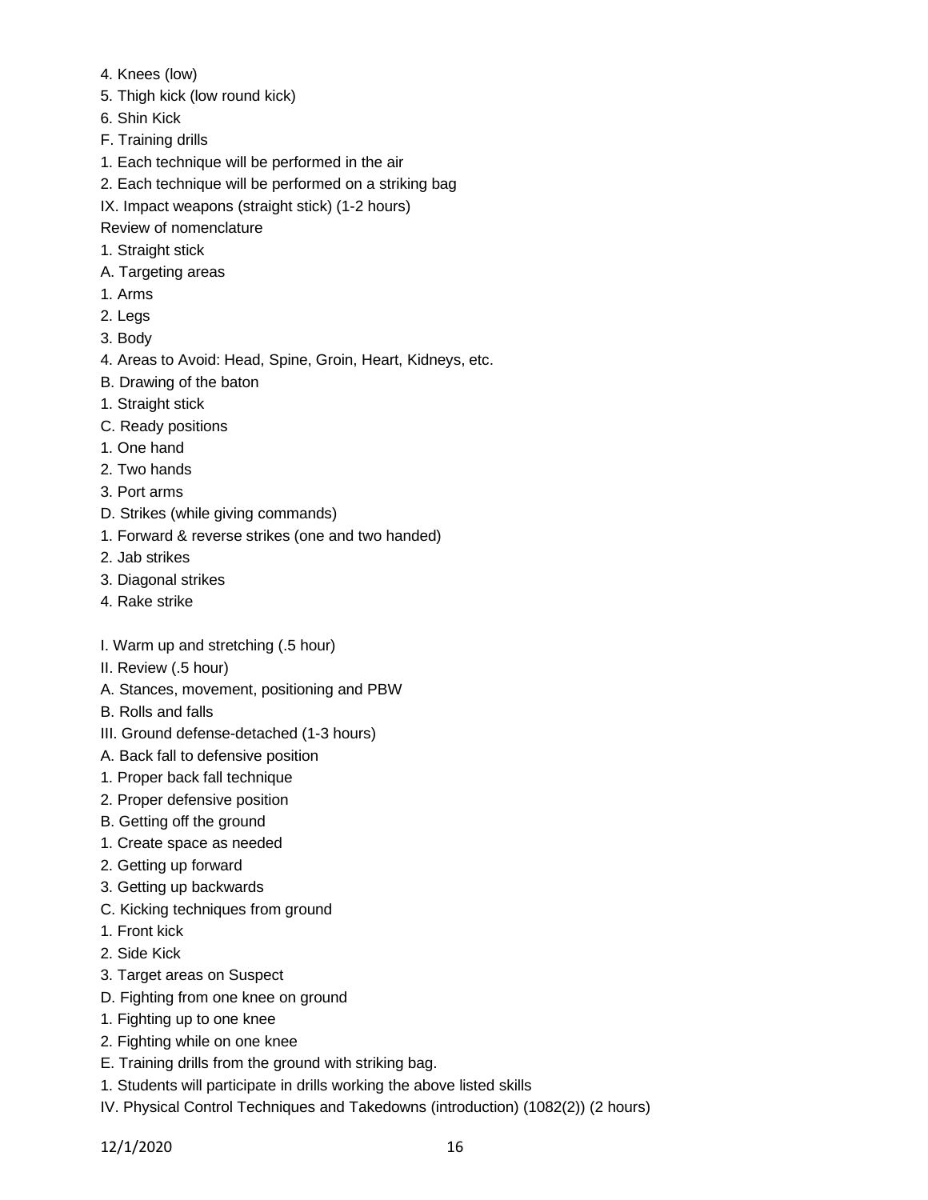4. Knees (low)
5. Thigh kick (low round kick)
6. Shin Kick
F. Training drills
1. Each technique will be performed in the air
2. Each technique will be performed on a striking bag
IX. Impact weapons (straight stick) (1-2 hours)
Review of nomenclature
1. Straight stick
A. Targeting areas
1. Arms
2. Legs
3. Body
4. Areas to Avoid: Head, Spine, Groin, Heart, Kidneys, etc.
B. Drawing of the baton
1. Straight stick
C. Ready positions
1. One hand
2. Two hands
3. Port arms
D. Strikes (while giving commands)
1. Forward & reverse strikes (one and two handed)
2. Jab strikes
3. Diagonal strikes
4. Rake strike

I. Warm up and stretching (.5 hour)
II. Review (.5 hour)
A. Stances, movement, positioning and PBW
B. Rolls and falls
III. Ground defense-detached (1-3 hours)
A. Back fall to defensive position
1. Proper back fall technique
2. Proper defensive position
B. Getting off the ground
1. Create space as needed
2. Getting up forward
3. Getting up backwards
C. Kicking techniques from ground
1. Front kick
2. Side Kick
3. Target areas on Suspect
D. Fighting from one knee on ground
1. Fighting up to one knee
2. Fighting while on one knee
E. Training drills from the ground with striking bag.
1. Students will participate in drills working the above listed skills
IV. Physical Control Techniques and Takedowns (introduction) (1082(2)) (2 hours)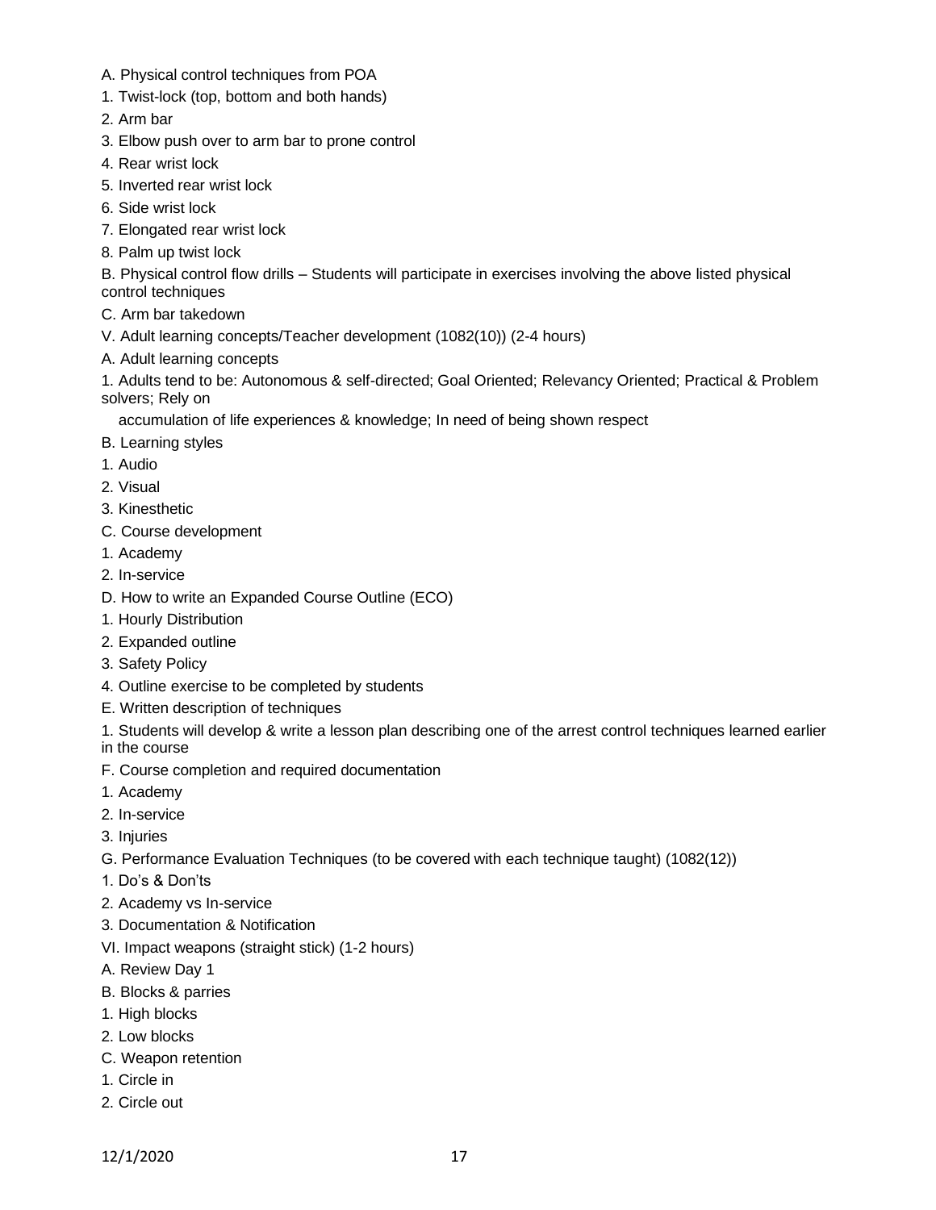A. Physical control techniques from POA

1. Twist-lock (top, bottom and both hands)
2. Arm bar
3. Elbow push over to arm bar to prone control
4. Rear wrist lock
5. Inverted rear wrist lock
6. Side wrist lock
7. Elongated rear wrist lock
8. Palm up twist lock

B. Physical control flow drills – Students will participate in exercises involving the above listed physical control techniques

C. Arm bar takedown

V. Adult learning concepts/Teacher development (1082(10)) (2-4 hours)

A. Adult learning concepts

1. Adults tend to be: Autonomous & self-directed; Goal Oriented; Relevancy Oriented; Practical & Problem solvers; Rely on
   accumulation of life experiences & knowledge; In need of being shown respect

B. Learning styles

1. Audio
2. Visual
3. Kinesthetic

C. Course development

1. Academy
2. In-service

D. How to write an Expanded Course Outline (ECO)

1. Hourly Distribution
2. Expanded outline
3. Safety Policy
4. Outline exercise to be completed by students

E. Written description of techniques

1. Students will develop & write a lesson plan describing one of the arrest control techniques learned earlier in the course

F. Course completion and required documentation

1. Academy
2. In-service
3. Injuries

G. Performance Evaluation Techniques (to be covered with each technique taught) (1082(12))

1. Do's & Don'ts
2. Academy vs In-service
3. Documentation & Notification

VI. Impact weapons (straight stick) (1-2 hours)

A. Review Day 1

B. Blocks & parries

1. High blocks
2. Low blocks

C. Weapon retention

1. Circle in
2. Circle out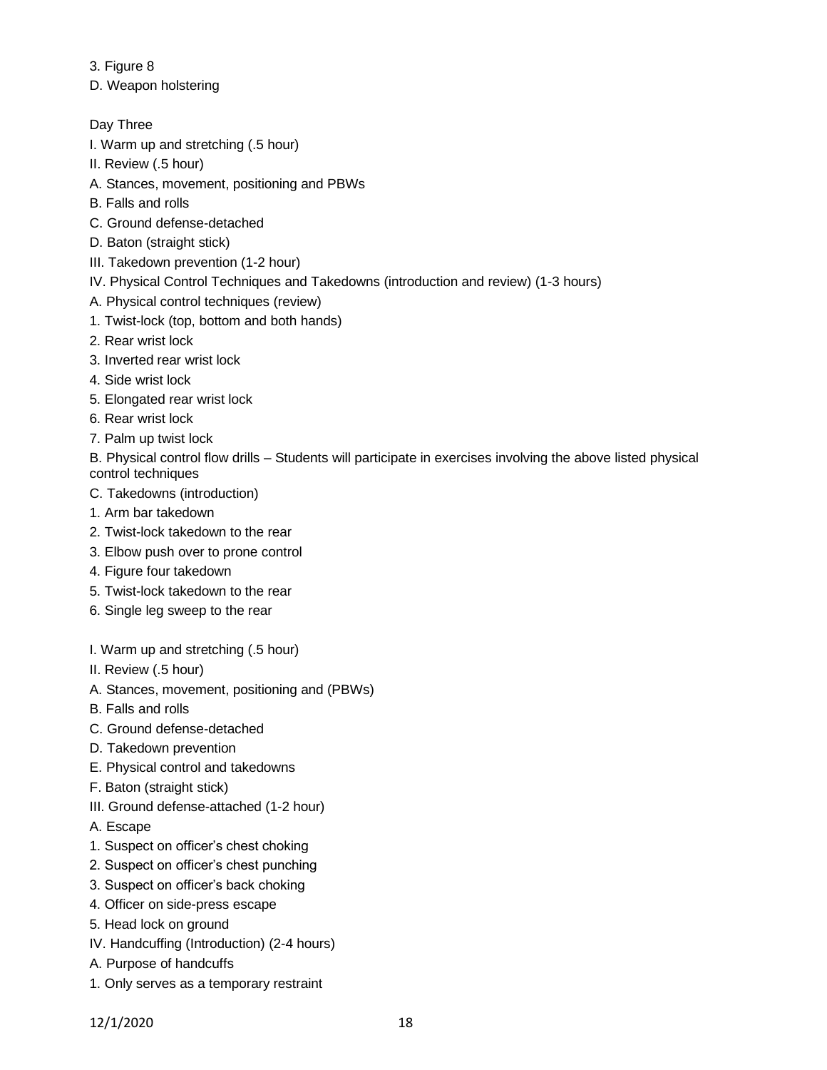3. Figure 8

D. Weapon holstering

Day Three

I. Warm up and stretching (.5 hour)

II. Review (.5 hour)

A. Stances, movement, positioning and PBWs

B. Falls and rolls

C. Ground defense-detached

D. Baton (straight stick)

III. Takedown prevention (1-2 hour)

IV. Physical Control Techniques and Takedowns (introduction and review) (1-3 hours)

A. Physical control techniques (review)

1. Twist-lock (top, bottom and both hands)
2. Rear wrist lock
3. Inverted rear wrist lock
4. Side wrist lock
5. Elongated rear wrist lock
6. Rear wrist lock
7. Palm up twist lock

B. Physical control flow drills – Students will participate in exercises involving the above listed physical control techniques

C. Takedowns (introduction)

1. Arm bar takedown
2. Twist-lock takedown to the rear
3. Elbow push over to prone control
4. Figure four takedown
5. Twist-lock takedown to the rear
6. Single leg sweep to the rear

I. Warm up and stretching (.5 hour)

II. Review (.5 hour)

A. Stances, movement, positioning and (PBWs)

B. Falls and rolls

C. Ground defense-detached

D. Takedown prevention

E. Physical control and takedowns

F. Baton (straight stick)

III. Ground defense-attached (1-2 hour)

A. Escape

1. Suspect on officer's chest choking
2. Suspect on officer's chest punching
3. Suspect on officer's back choking
4. Officer on side-press escape
5. Head lock on ground

IV. Handcuffing (Introduction) (2-4 hours)

A. Purpose of handcuffs

1. Only serves as a temporary restraint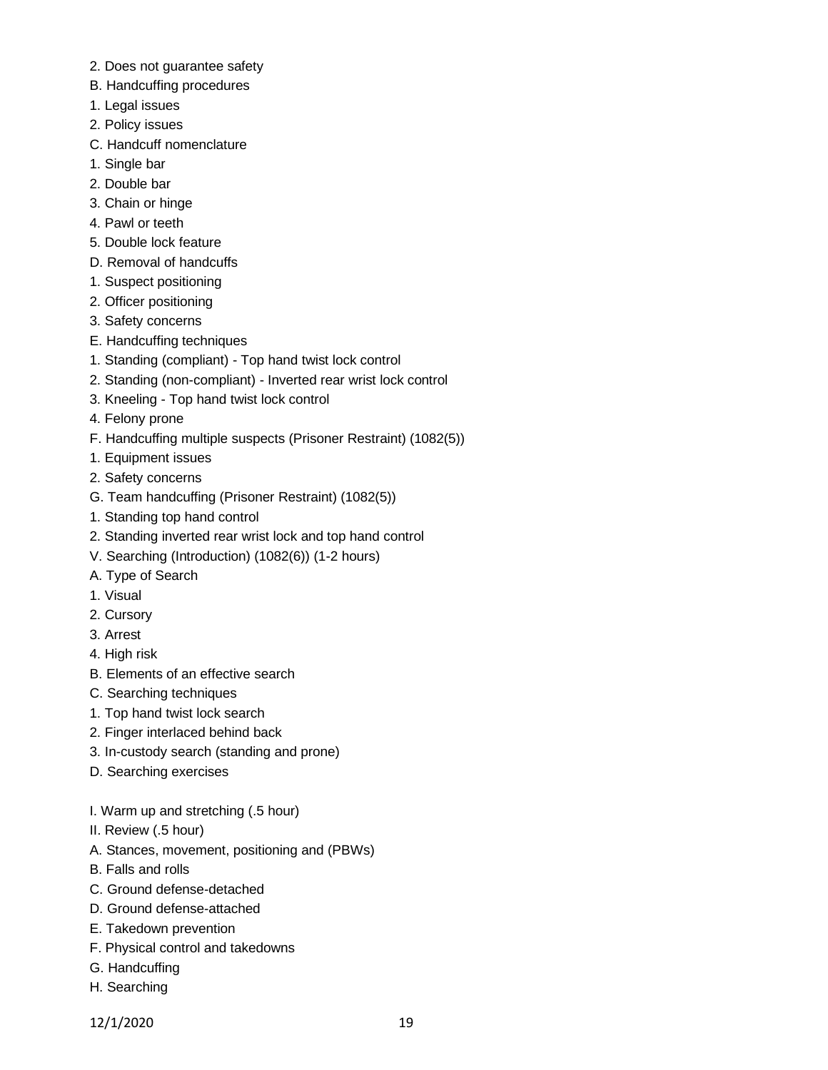2. Does not guarantee safety

B. Handcuffing procedures

1. Legal issues

2. Policy issues

C. Handcuff nomenclature

1. Single bar

2. Double bar

3. Chain or hinge

4. Pawl or teeth

5. Double lock feature

D. Removal of handcuffs

1. Suspect positioning

2. Officer positioning

3. Safety concerns

E. Handcuffing techniques

1. Standing (compliant) - Top hand twist lock control

2. Standing (non-compliant) - Inverted rear wrist lock control

3. Kneeling - Top hand twist lock control

4. Felony prone

F. Handcuffing multiple suspects (Prisoner Restraint) (1082(5))

1. Equipment issues

2. Safety concerns

G. Team handcuffing (Prisoner Restraint) (1082(5))

1. Standing top hand control

2. Standing inverted rear wrist lock and top hand control

V. Searching (Introduction) (1082(6)) (1-2 hours)

A. Type of Search

1. Visual

2. Cursory

3. Arrest

4. High risk

B. Elements of an effective search

C. Searching techniques

1. Top hand twist lock search

2. Finger interlaced behind back

3. In-custody search (standing and prone)

D. Searching exercises

I. Warm up and stretching (.5 hour)

II. Review (.5 hour)

A. Stances, movement, positioning and (PBWs)

B. Falls and rolls

C. Ground defense-detached

D. Ground defense-attached

E. Takedown prevention

F. Physical control and takedowns

G. Handcuffing

H. Searching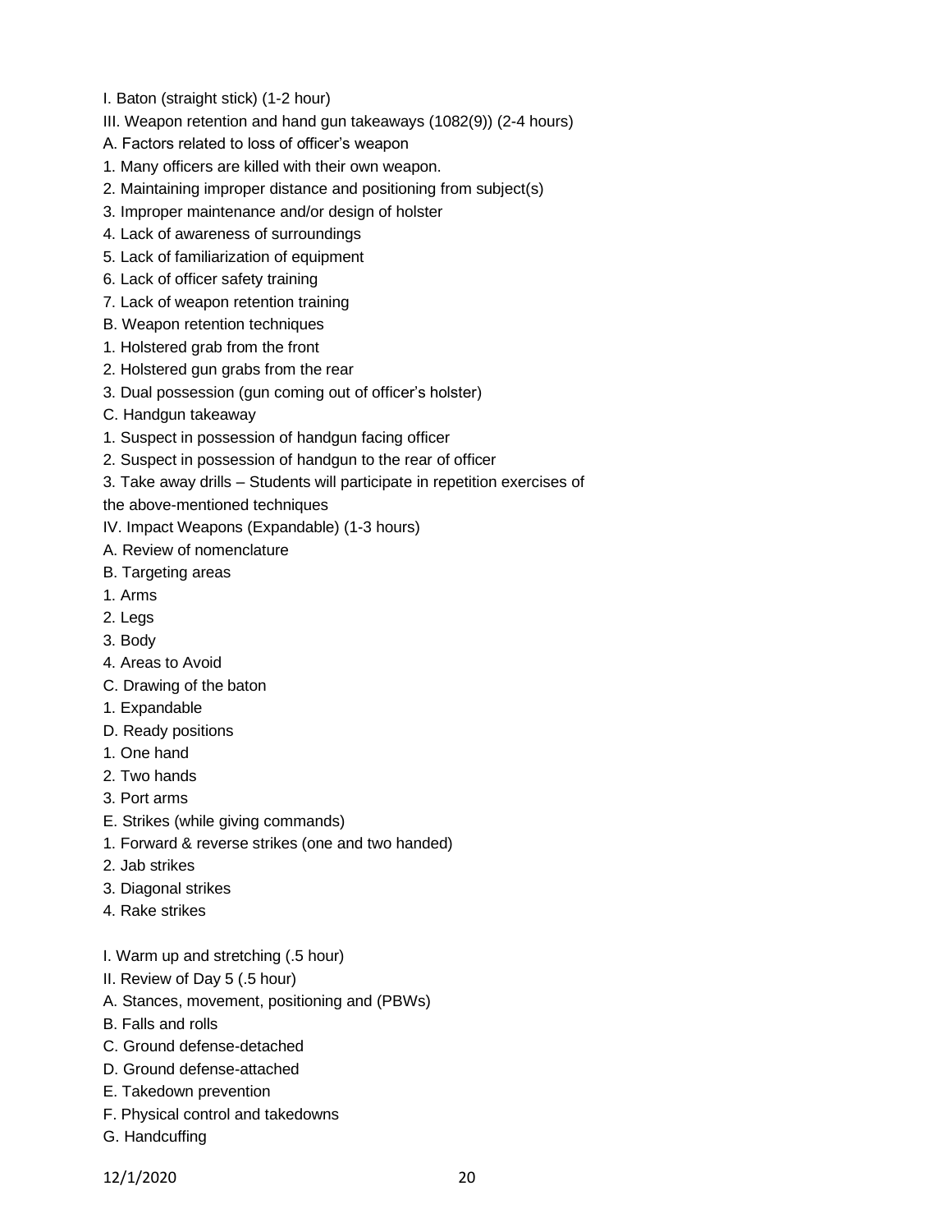I. Baton (straight stick) (1-2 hour)

III. Weapon retention and hand gun takeaways (1082(9)) (2-4 hours)

A. Factors related to loss of officer's weapon

1. Many officers are killed with their own weapon.
2. Maintaining improper distance and positioning from subject(s)
3. Improper maintenance and/or design of holster
4. Lack of awareness of surroundings
5. Lack of familiarization of equipment
6. Lack of officer safety training
7. Lack of weapon retention training

B. Weapon retention techniques

1. Holstered grab from the front
2. Holstered gun grabs from the rear
3. Dual possession (gun coming out of officer's holster)

C. Handgun takeaway

1. Suspect in possession of handgun facing officer
2. Suspect in possession of handgun to the rear of officer
3. Take away drills – Students will participate in repetition exercises of the above-mentioned techniques

IV. Impact Weapons (Expandable) (1-3 hours)

A. Review of nomenclature

B. Targeting areas

1. Arms
2. Legs
3. Body
4. Areas to Avoid

C. Drawing of the baton

1. Expandable

D. Ready positions

1. One hand
2. Two hands
3. Port arms

E. Strikes (while giving commands)

1. Forward & reverse strikes (one and two handed)
2. Jab strikes
3. Diagonal strikes
4. Rake strikes

I. Warm up and stretching (.5 hour)

II. Review of Day 5 (.5 hour)

A. Stances, movement, positioning and (PBWs)

B. Falls and rolls

C. Ground defense-detached

D. Ground defense-attached

E. Takedown prevention

F. Physical control and takedowns

G. Handcuffing

12/1/2020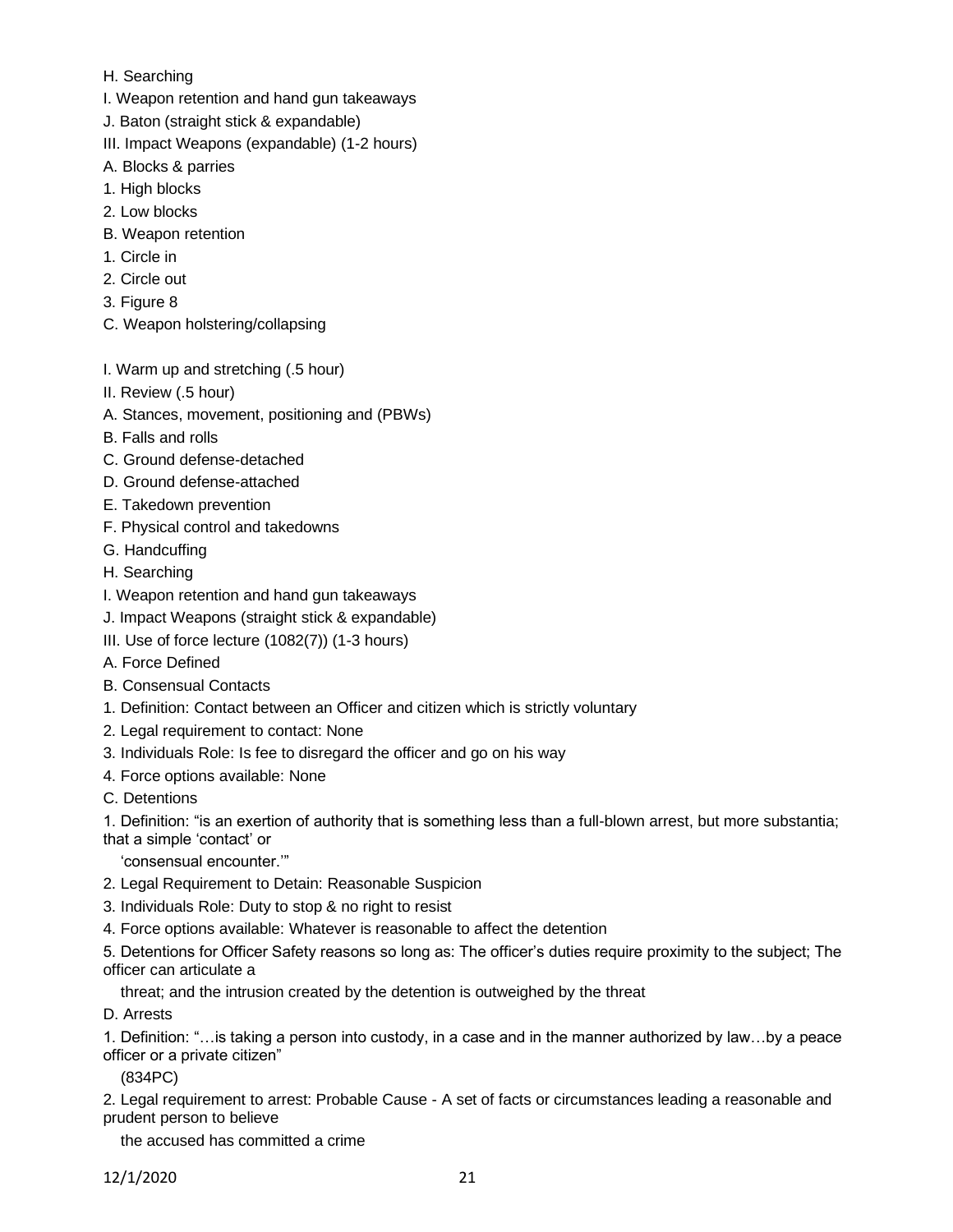H. Searching

I. Weapon retention and hand gun takeaways

J. Baton (straight stick & expandable)

III. Impact Weapons (expandable) (1-2 hours)

A. Blocks & parries

1. High blocks
2. Low blocks

B. Weapon retention

1. Circle in
2. Circle out
3. Figure 8

C. Weapon holstering/collapsing

I. Warm up and stretching (.5 hour)

II. Review (.5 hour)

A. Stances, movement, positioning and (PBWs)

B. Falls and rolls

C. Ground defense-detached

D. Ground defense-attached

E. Takedown prevention

F. Physical control and takedowns

G. Handcuffing

H. Searching

I. Weapon retention and hand gun takeaways

J. Impact Weapons (straight stick & expandable)

III. Use of force lecture (1082(7)) (1-3 hours)

A. Force Defined

B. Consensual Contacts

1. Definition: Contact between an Officer and citizen which is strictly voluntary
2. Legal requirement to contact: None
3. Individuals Role: Is fee to disregard the officer and go on his way
4. Force options available: None

C. Detentions

1. Definition: "is an exertion of authority that is something less than a full-blown arrest, but more substantia; that a simple 'contact' or 'consensual encounter.'"
2. Legal Requirement to Detain: Reasonable Suspicion
3. Individuals Role: Duty to stop & no right to resist
4. Force options available: Whatever is reasonable to affect the detention
5. Detentions for Officer Safety reasons so long as: The officer's duties require proximity to the subject; The officer can articulate a threat; and the intrusion created by the detention is outweighed by the threat

D. Arrests

1. Definition: "…is taking a person into custody, in a case and in the manner authorized by law…by a peace officer or a private citizen" (834PC)
2. Legal requirement to arrest: Probable Cause - A set of facts or circumstances leading a reasonable and prudent person to believe the accused has committed a crime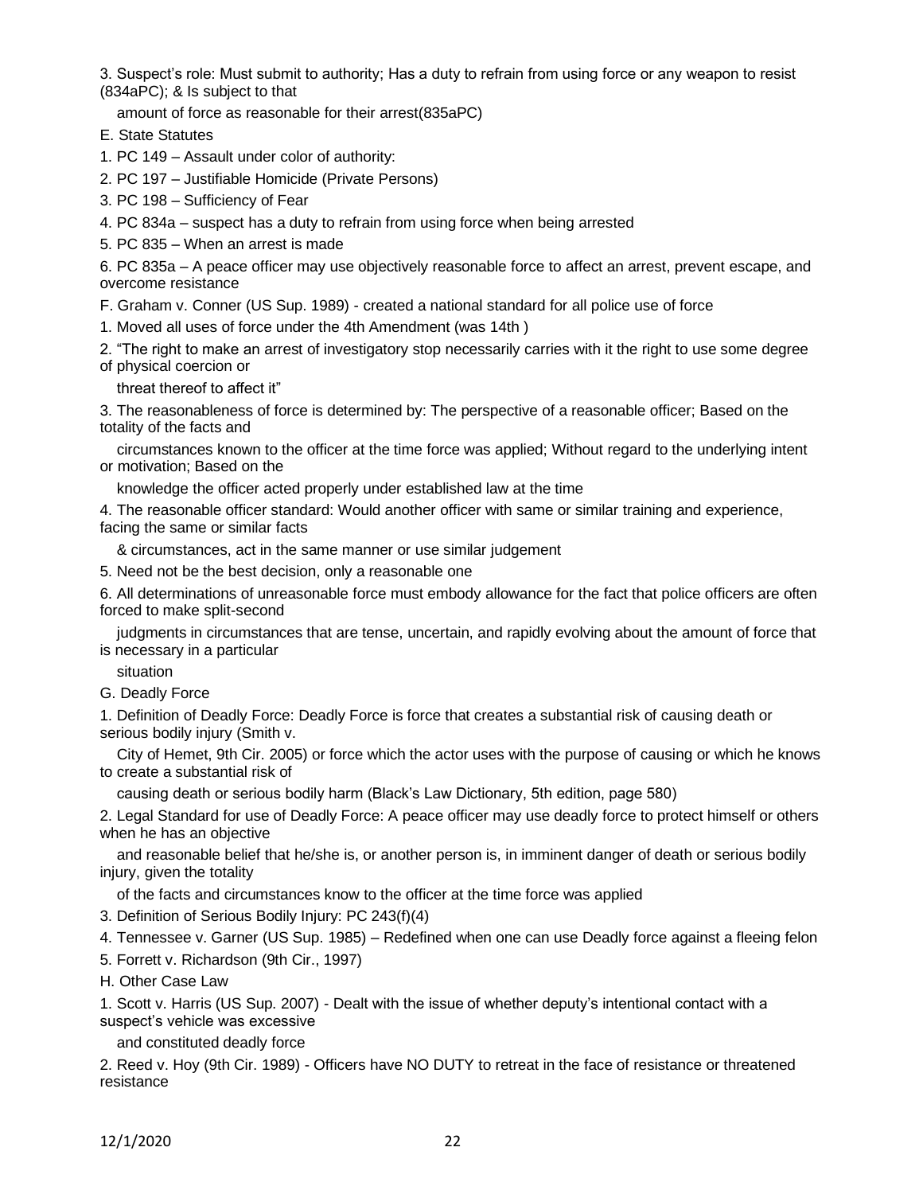3. Suspect's role: Must submit to authority; Has a duty to refrain from using force or any weapon to resist (834aPC); & Is subject to that amount of force as reasonable for their arrest(835aPC)

E. State Statutes

1. PC 149 – Assault under color of authority:
2. PC 197 – Justifiable Homicide (Private Persons)
3. PC 198 – Sufficiency of Fear
4. PC 834a – suspect has a duty to refrain from using force when being arrested
5. PC 835 – When an arrest is made
6. PC 835a – A peace officer may use objectively reasonable force to affect an arrest, prevent escape, and overcome resistance

F. Graham v. Conner (US Sup. 1989) - created a national standard for all police use of force

1. Moved all uses of force under the 4th Amendment (was 14th )
2. "The right to make an arrest of investigatory stop necessarily carries with it the right to use some degree of physical coercion or threat thereof to affect it"
3. The reasonableness of force is determined by: The perspective of a reasonable officer; Based on the totality of the facts and circumstances known to the officer at the time force was applied; Without regard to the underlying intent or motivation; Based on the knowledge the officer acted properly under established law at the time
4. The reasonable officer standard: Would another officer with same or similar training and experience, facing the same or similar facts & circumstances, act in the same manner or use similar judgement
5. Need not be the best decision, only a reasonable one
6. All determinations of unreasonable force must embody allowance for the fact that police officers are often forced to make split-second judgments in circumstances that are tense, uncertain, and rapidly evolving about the amount of force that is necessary in a particular situation

G. Deadly Force

1. Definition of Deadly Force: Deadly Force is force that creates a substantial risk of causing death or serious bodily injury (Smith v. City of Hemet, 9th Cir. 2005) or force which the actor uses with the purpose of causing or which he knows to create a substantial risk of causing death or serious bodily harm (Black's Law Dictionary, 5th edition, page 580)
2. Legal Standard for use of Deadly Force: A peace officer may use deadly force to protect himself or others when he has an objective and reasonable belief that he/she is, or another person is, in imminent danger of death or serious bodily injury, given the totality of the facts and circumstances know to the officer at the time force was applied
3. Definition of Serious Bodily Injury: PC 243(f)(4)
4. Tennessee v. Garner (US Sup. 1985) – Redefined when one can use Deadly force against a fleeing felon
5. Forrett v. Richardson (9th Cir., 1997)

H. Other Case Law

1. Scott v. Harris (US Sup. 2007) - Dealt with the issue of whether deputy's intentional contact with a suspect's vehicle was excessive and constituted deadly force
2. Reed v. Hoy (9th Cir. 1989) - Officers have NO DUTY to retreat in the face of resistance or threatened resistance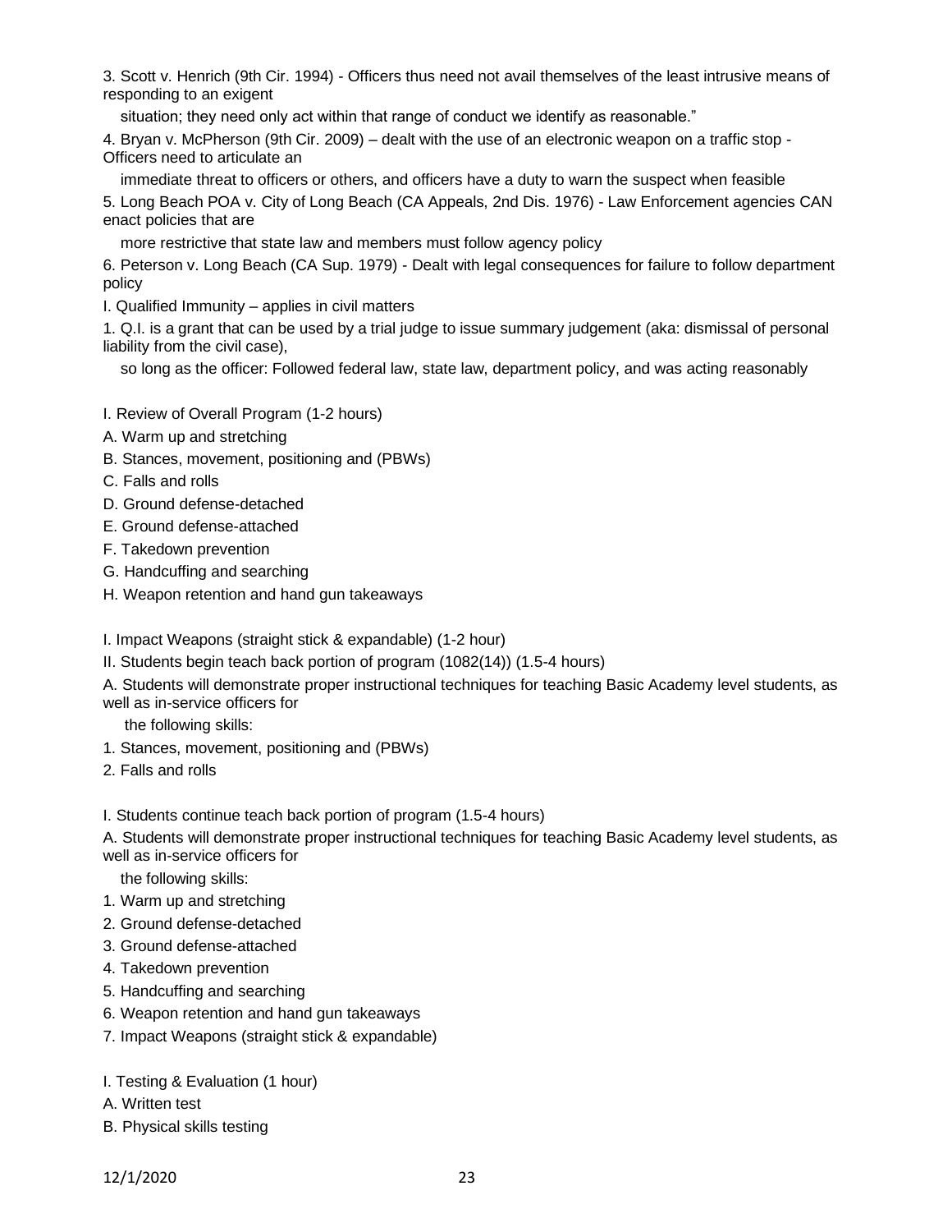3. Scott v. Henrich (9th Cir. 1994) - Officers thus need not avail themselves of the least intrusive means of responding to an exigent situation; they need only act within that range of conduct we identify as reasonable."

4. Bryan v. McPherson (9th Cir. 2009) – dealt with the use of an electronic weapon on a traffic stop - Officers need to articulate an immediate threat to officers or others, and officers have a duty to warn the suspect when feasible

5. Long Beach POA v. City of Long Beach (CA Appeals, 2nd Dis. 1976) - Law Enforcement agencies CAN enact policies that are more restrictive that state law and members must follow agency policy

6. Peterson v. Long Beach (CA Sup. 1979) - Dealt with legal consequences for failure to follow department policy

I. Qualified Immunity – applies in civil matters

1. Q.I. is a grant that can be used by a trial judge to issue summary judgement (aka: dismissal of personal liability from the civil case), so long as the officer: Followed federal law, state law, department policy, and was acting reasonably

I. Review of Overall Program (1-2 hours)

A. Warm up and stretching

B. Stances, movement, positioning and (PBWs)

C. Falls and rolls

D. Ground defense-detached

E. Ground defense-attached

F. Takedown prevention

G. Handcuffing and searching

H. Weapon retention and hand gun takeaways

I. Impact Weapons (straight stick & expandable) (1-2 hour)

II. Students begin teach back portion of program (1082(14)) (1.5-4 hours)

A. Students will demonstrate proper instructional techniques for teaching Basic Academy level students, as well as in-service officers for the following skills:

1. Stances, movement, positioning and (PBWs)
2. Falls and rolls

I. Students continue teach back portion of program (1.5-4 hours)

A. Students will demonstrate proper instructional techniques for teaching Basic Academy level students, as well as in-service officers for the following skills:

1. Warm up and stretching
2. Ground defense-detached
3. Ground defense-attached
4. Takedown prevention
5. Handcuffing and searching
6. Weapon retention and hand gun takeaways
7. Impact Weapons (straight stick & expandable)

I. Testing & Evaluation (1 hour)

A. Written test

B. Physical skills testing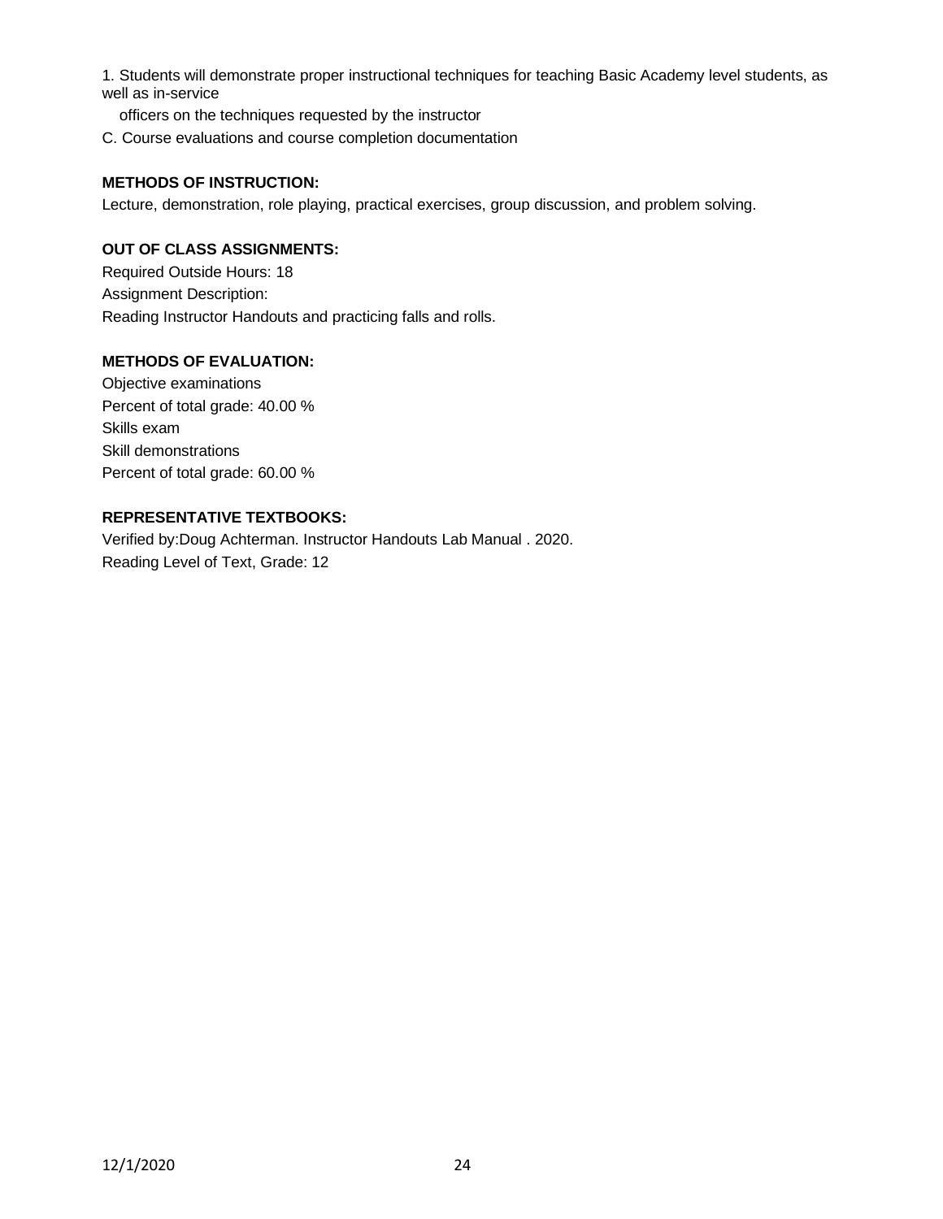1. Students will demonstrate proper instructional techniques for teaching Basic Academy level students, as well as in-service officers on the techniques requested by the instructor

C. Course evaluations and course completion documentation

**METHODS OF INSTRUCTION:**

Lecture, demonstration, role playing, practical exercises, group discussion, and problem solving.

**OUT OF CLASS ASSIGNMENTS:**

Required Outside Hours: 18

Assignment Description:

Reading Instructor Handouts and practicing falls and rolls.

**METHODS OF EVALUATION:**

Objective examinations

Percent of total grade: 40.00 %

Skills exam

Skill demonstrations

Percent of total grade: 60.00 %

**REPRESENTATIVE TEXTBOOKS:**

Verified by:Doug Achterman. Instructor Handouts Lab Manual . 2020.

Reading Level of Text, Grade: 12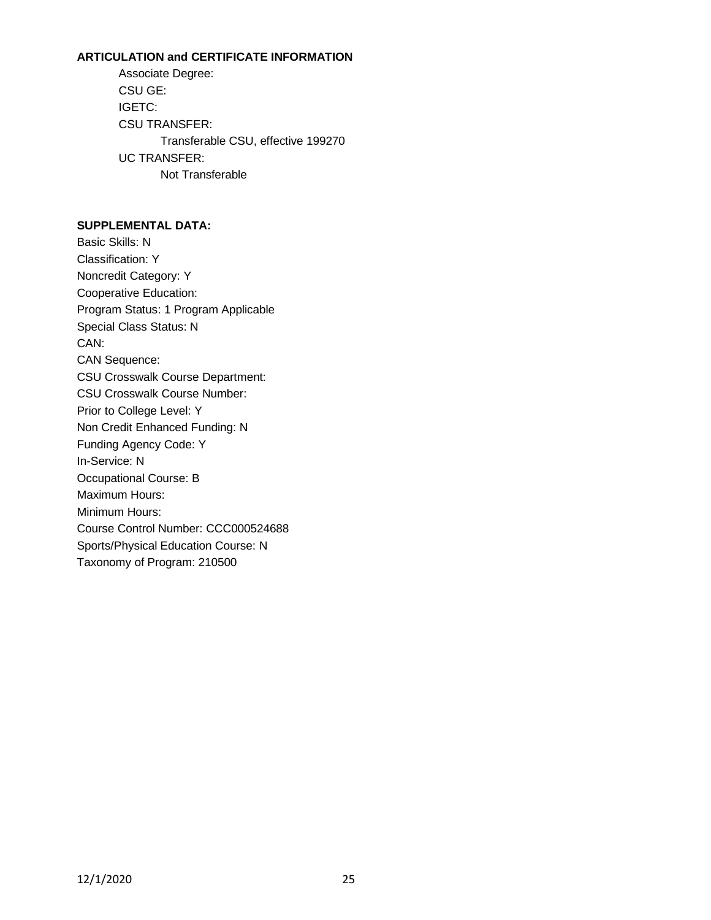**ARTICULATION and CERTIFICATE INFORMATION**

Associate Degree:

CSU GE:

IGETC:

CSU TRANSFER:

Transferable CSU, effective 199270

UC TRANSFER:

Not Transferable

**SUPPLEMENTAL DATA:**

Basic Skills: N

Classification: Y

Noncredit Category: Y

Cooperative Education:

Program Status: 1 Program Applicable

Special Class Status: N

CAN:

CAN Sequence:

CSU Crosswalk Course Department:

CSU Crosswalk Course Number:

Prior to College Level: Y

Non Credit Enhanced Funding: N

Funding Agency Code: Y

In-Service: N

Occupational Course: B

Maximum Hours:

Minimum Hours:

Course Control Number: CCC000524688

Sports/Physical Education Course: N

Taxonomy of Program: 210500